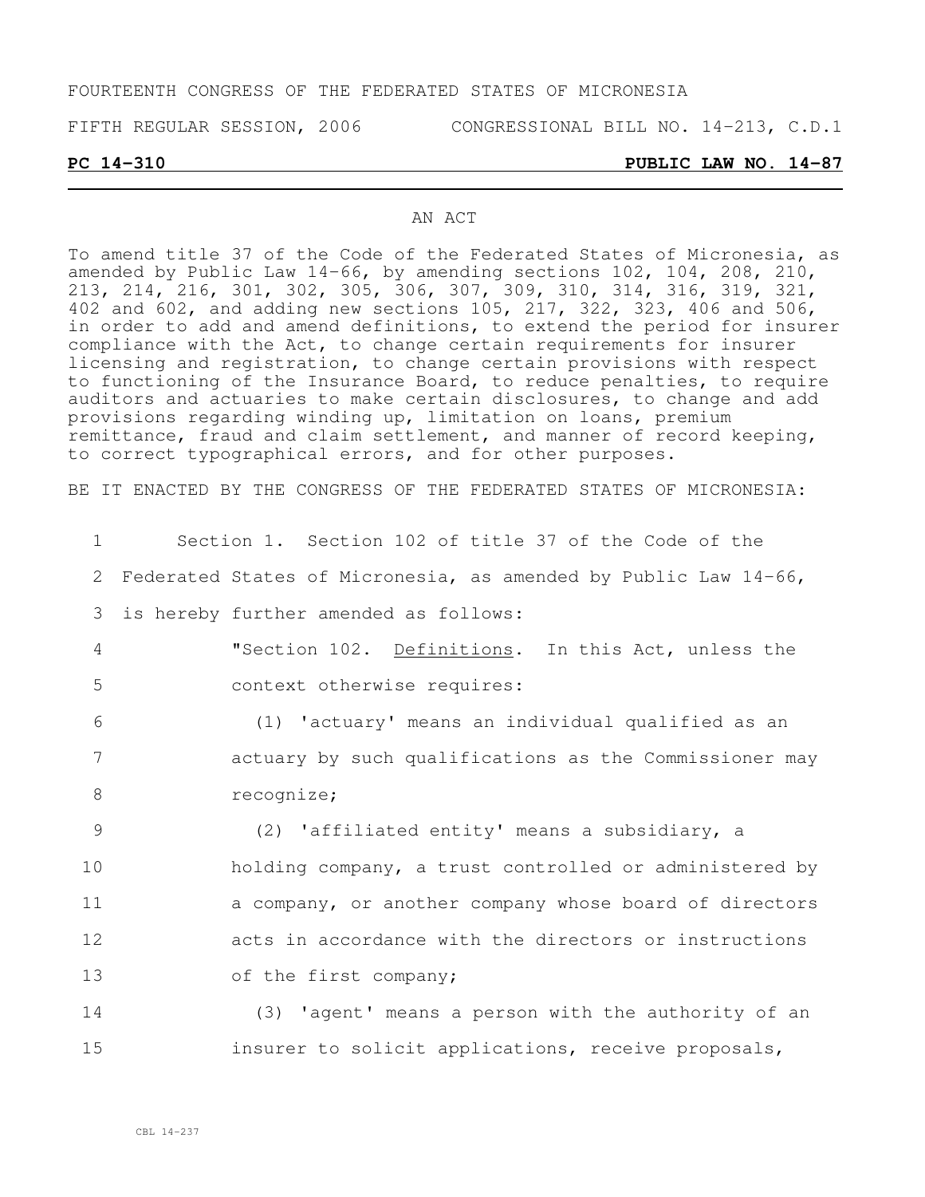FOURTEENTH CONGRESS OF THE FEDERATED STATES OF MICRONESIA

FIFTH REGULAR SESSION, 2006 CONGRESSIONAL BILL NO. 14-213, C.D.1

**PC 14-310** **PUBLIC LAW NO. 14-87**

AN ACT

To amend title 37 of the Code of the Federated States of Micronesia, as amended by Public Law 14-66, by amending sections 102, 104, 208, 210, 213, 214, 216, 301, 302, 305, 306, 307, 309, 310, 314, 316, 319, 321, 402 and 602, and adding new sections 105, 217, 322, 323, 406 and 506, in order to add and amend definitions, to extend the period for insurer compliance with the Act, to change certain requirements for insurer licensing and registration, to change certain provisions with respect to functioning of the Insurance Board, to reduce penalties, to require auditors and actuaries to make certain disclosures, to change and add provisions regarding winding up, limitation on loans, premium remittance, fraud and claim settlement, and manner of record keeping, to correct typographical errors, and for other purposes.

BE IT ENACTED BY THE CONGRESS OF THE FEDERATED STATES OF MICRONESIA:

1 Section 1. Section 102 of title 37 of the Code of the
2 Federated States of Micronesia, as amended by Public Law 14-66,
3 is hereby further amended as follows:
4 "Section 102. Definitions. In this Act, unless the
5 context otherwise requires:
6 (1) 'actuary' means an individual qualified as an
7 actuary by such qualifications as the Commissioner may
8 recognize;
9 (2) 'affiliated entity' means a subsidiary, a
10 holding company, a trust controlled or administered by
11 a company, or another company whose board of directors
12 acts in accordance with the directors or instructions
13 of the first company;
14 (3) 'agent' means a person with the authority of an
15 insurer to solicit applications, receive proposals,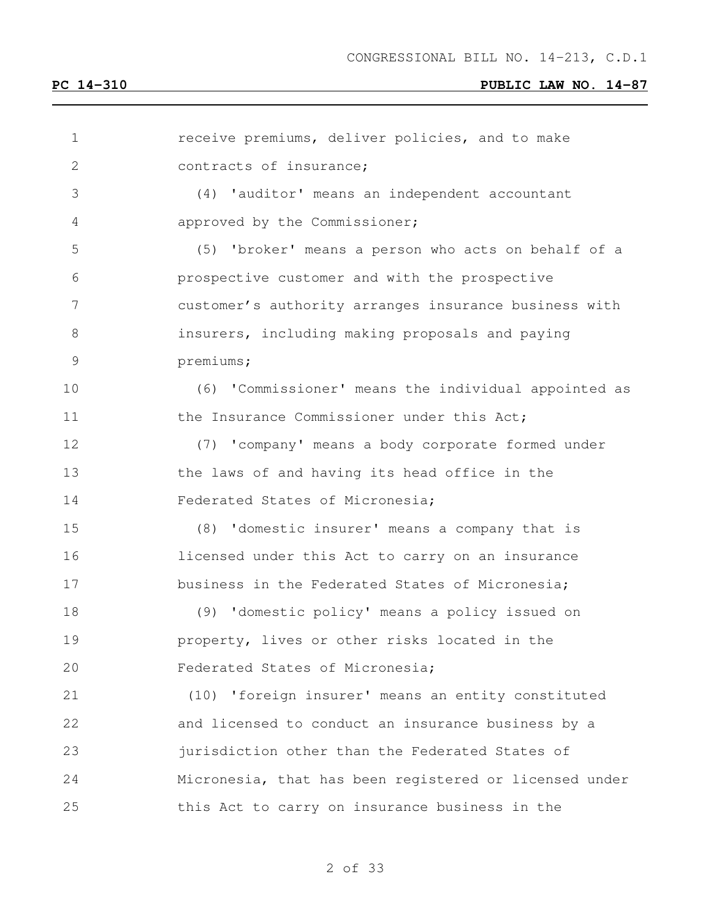receive premiums, deliver policies, and to make contracts of insurance;

(4) 'auditor' means an independent accountant approved by the Commissioner;

(5) 'broker' means a person who acts on behalf of a prospective customer and with the prospective customer's authority arranges insurance business with insurers, including making proposals and paying premiums;

(6) 'Commissioner' means the individual appointed as the Insurance Commissioner under this Act;

(7) 'company' means a body corporate formed under the laws of and having its head office in the Federated States of Micronesia;

(8) 'domestic insurer' means a company that is licensed under this Act to carry on an insurance business in the Federated States of Micronesia;

(9) 'domestic policy' means a policy issued on property, lives or other risks located in the Federated States of Micronesia;

(10) 'foreign insurer' means an entity constituted and licensed to conduct an insurance business by a jurisdiction other than the Federated States of Micronesia, that has been registered or licensed under this Act to carry on insurance business in the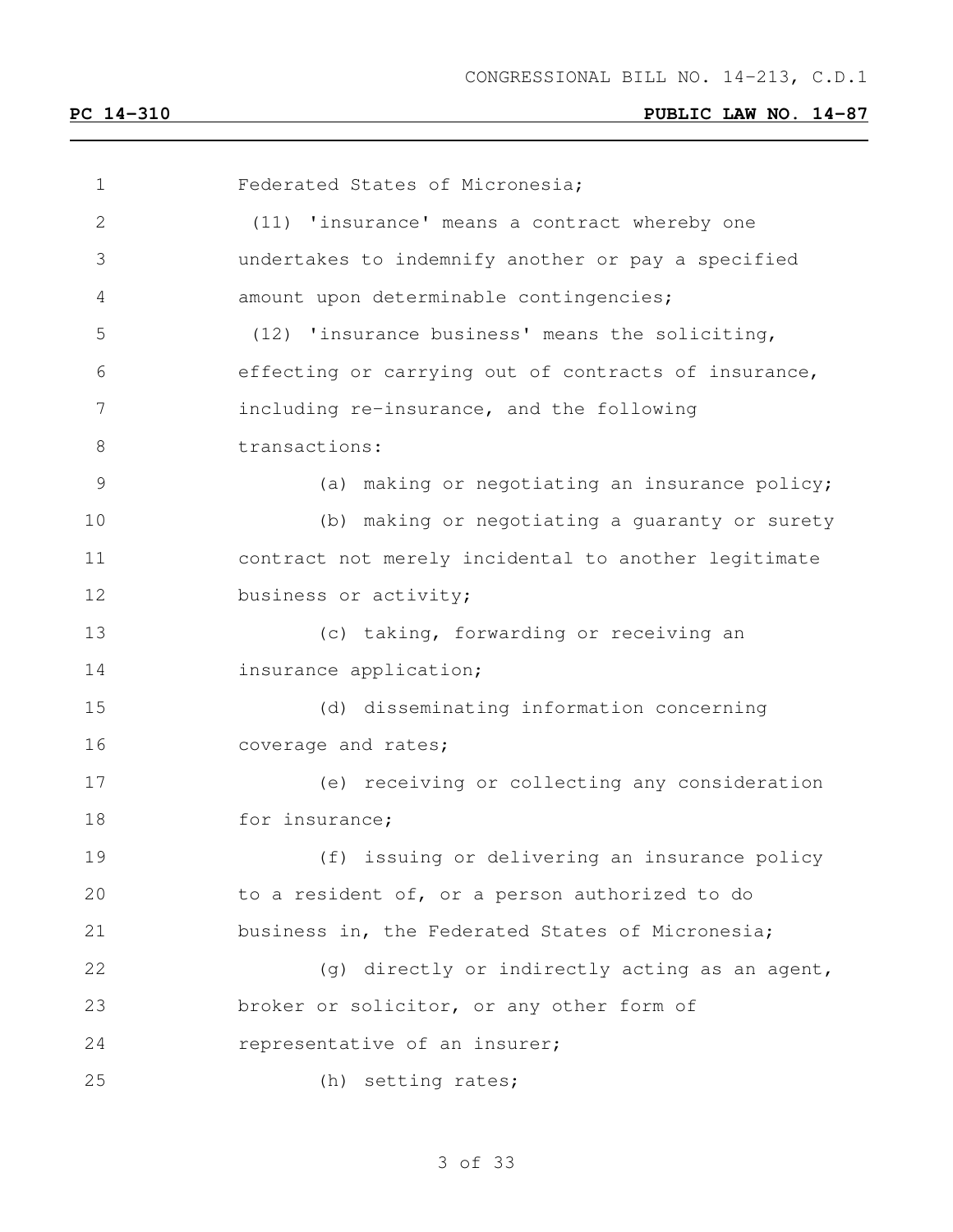Federated States of Micronesia;

(11) 'insurance' means a contract whereby one undertakes to indemnify another or pay a specified amount upon determinable contingencies;

(12) 'insurance business' means the soliciting, effecting or carrying out of contracts of insurance, including re-insurance, and the following transactions:

(a) making or negotiating an insurance policy;

(b) making or negotiating a guaranty or surety contract not merely incidental to another legitimate business or activity;

(c) taking, forwarding or receiving an insurance application;

(d) disseminating information concerning coverage and rates;

(e) receiving or collecting any consideration for insurance;

(f) issuing or delivering an insurance policy to a resident of, or a person authorized to do business in, the Federated States of Micronesia;

(g) directly or indirectly acting as an agent, broker or solicitor, or any other form of representative of an insurer;

(h) setting rates;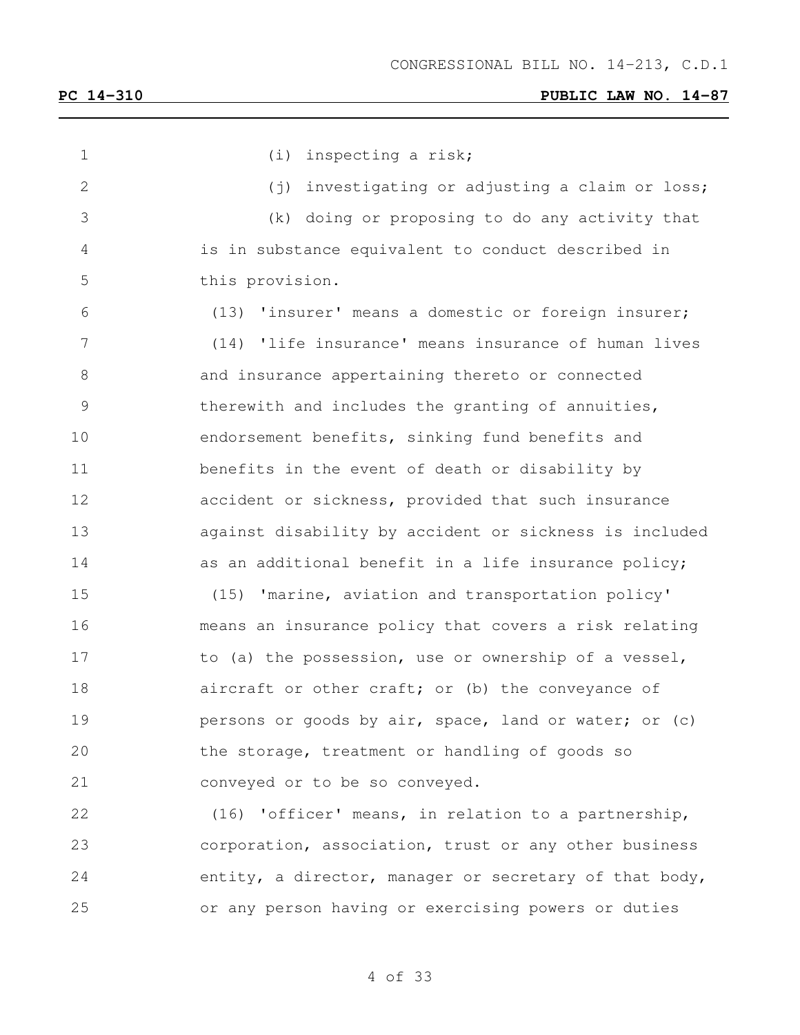(i) inspecting a risk;

(j) investigating or adjusting a claim or loss;

(k) doing or proposing to do any activity that is in substance equivalent to conduct described in this provision.

(13) 'insurer' means a domestic or foreign insurer;

(14) 'life insurance' means insurance of human lives and insurance appertaining thereto or connected therewith and includes the granting of annuities, endorsement benefits, sinking fund benefits and benefits in the event of death or disability by accident or sickness, provided that such insurance against disability by accident or sickness is included as an additional benefit in a life insurance policy;

(15) 'marine, aviation and transportation policy' means an insurance policy that covers a risk relating to (a) the possession, use or ownership of a vessel, aircraft or other craft; or (b) the conveyance of persons or goods by air, space, land or water; or (c) the storage, treatment or handling of goods so conveyed or to be so conveyed.

(16) 'officer' means, in relation to a partnership, corporation, association, trust or any other business entity, a director, manager or secretary of that body, or any person having or exercising powers or duties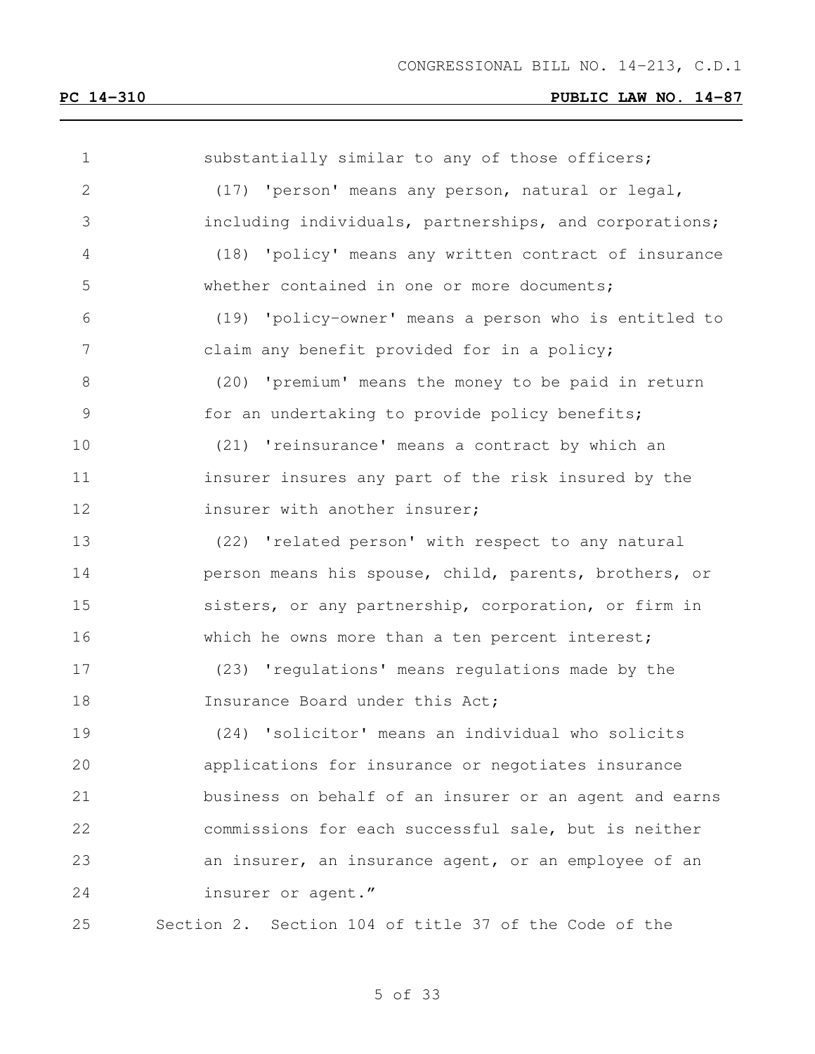substantially similar to any of those officers;

(17) 'person' means any person, natural or legal, including individuals, partnerships, and corporations;

(18) 'policy' means any written contract of insurance whether contained in one or more documents;

(19) 'policy-owner' means a person who is entitled to claim any benefit provided for in a policy;

(20) 'premium' means the money to be paid in return for an undertaking to provide policy benefits;

(21) 'reinsurance' means a contract by which an insurer insures any part of the risk insured by the insurer with another insurer;

(22) 'related person' with respect to any natural person means his spouse, child, parents, brothers, or sisters, or any partnership, corporation, or firm in which he owns more than a ten percent interest;

(23) 'regulations' means regulations made by the Insurance Board under this Act;

(24) 'solicitor' means an individual who solicits applications for insurance or negotiates insurance business on behalf of an insurer or an agent and earns commissions for each successful sale, but is neither an insurer, an insurance agent, or an employee of an insurer or agent."

Section 2. Section 104 of title 37 of the Code of the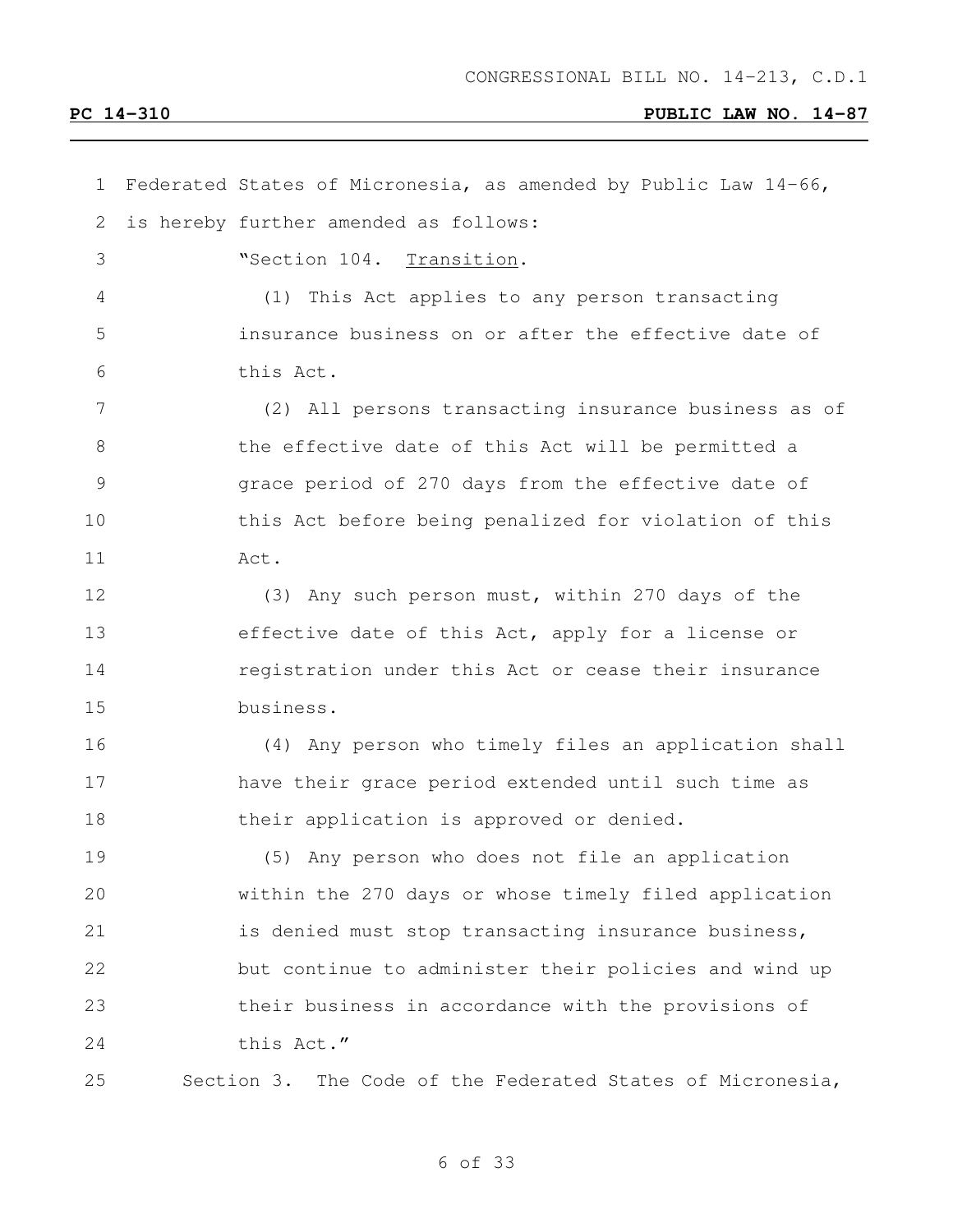Federated States of Micronesia, as amended by Public Law 14-66, is hereby further amended as follows:

"Section 104. Transition.

(1) This Act applies to any person transacting insurance business on or after the effective date of this Act.

(2) All persons transacting insurance business as of the effective date of this Act will be permitted a grace period of 270 days from the effective date of this Act before being penalized for violation of this Act.

(3) Any such person must, within 270 days of the effective date of this Act, apply for a license or registration under this Act or cease their insurance business.

(4) Any person who timely files an application shall have their grace period extended until such time as their application is approved or denied.

(5) Any person who does not file an application within the 270 days or whose timely filed application is denied must stop transacting insurance business, but continue to administer their policies and wind up their business in accordance with the provisions of this Act."

Section 3. The Code of the Federated States of Micronesia,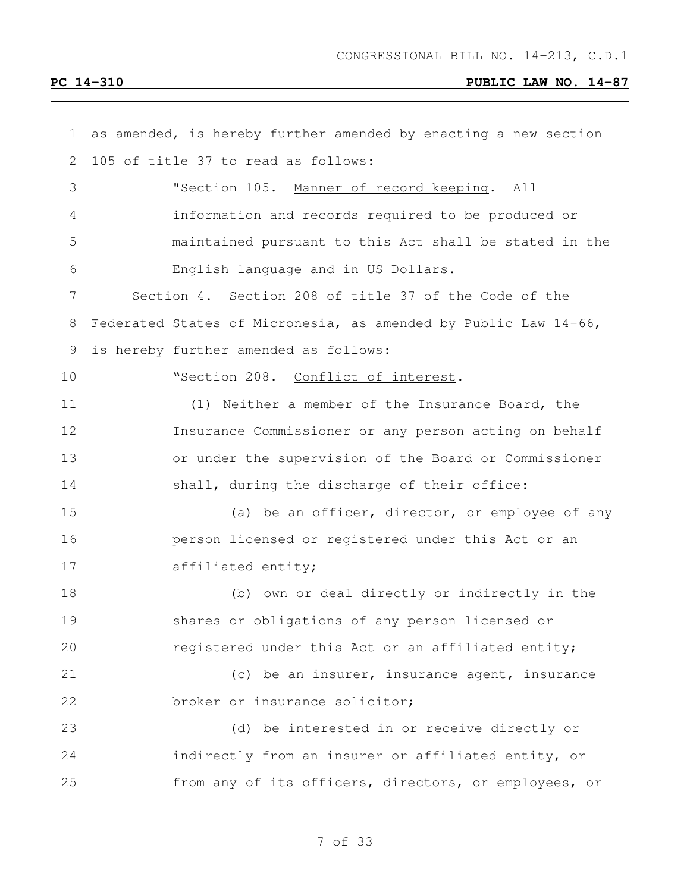as amended, is hereby further amended by enacting a new section 105 of title 37 to read as follows:

"Section 105. Manner of record keeping. All information and records required to be produced or maintained pursuant to this Act shall be stated in the English language and in US Dollars.

Section 4. Section 208 of title 37 of the Code of the Federated States of Micronesia, as amended by Public Law 14-66, is hereby further amended as follows:

"Section 208. Conflict of interest.

(1) Neither a member of the Insurance Board, the Insurance Commissioner or any person acting on behalf or under the supervision of the Board or Commissioner shall, during the discharge of their office:

(a) be an officer, director, or employee of any person licensed or registered under this Act or an affiliated entity;

(b) own or deal directly or indirectly in the shares or obligations of any person licensed or registered under this Act or an affiliated entity;

(c) be an insurer, insurance agent, insurance broker or insurance solicitor;

(d) be interested in or receive directly or indirectly from an insurer or affiliated entity, or from any of its officers, directors, or employees, or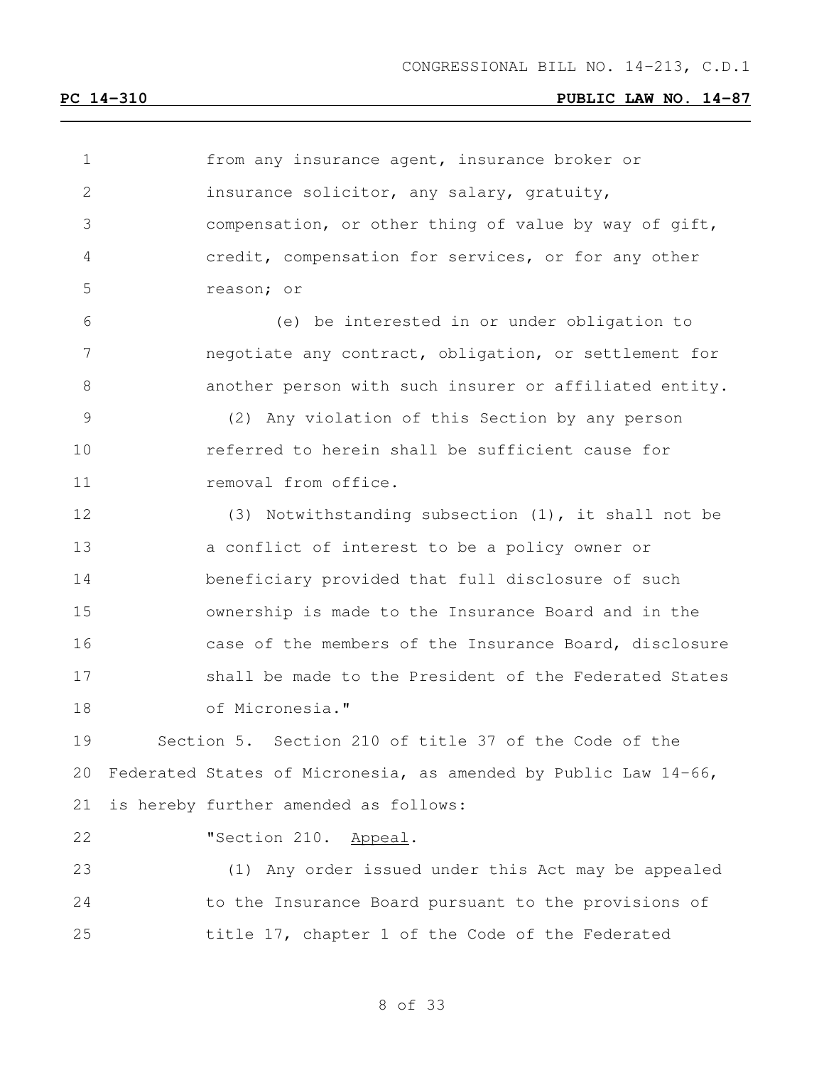from any insurance agent, insurance broker or insurance solicitor, any salary, gratuity, compensation, or other thing of value by way of gift, credit, compensation for services, or for any other reason; or

(e) be interested in or under obligation to negotiate any contract, obligation, or settlement for another person with such insurer or affiliated entity.

(2) Any violation of this Section by any person referred to herein shall be sufficient cause for removal from office.

(3) Notwithstanding subsection (1), it shall not be a conflict of interest to be a policy owner or beneficiary provided that full disclosure of such ownership is made to the Insurance Board and in the case of the members of the Insurance Board, disclosure shall be made to the President of the Federated States of Micronesia."

Section 5. Section 210 of title 37 of the Code of the Federated States of Micronesia, as amended by Public Law 14-66, is hereby further amended as follows:

"Section 210. Appeal.

(1) Any order issued under this Act may be appealed to the Insurance Board pursuant to the provisions of title 17, chapter 1 of the Code of the Federated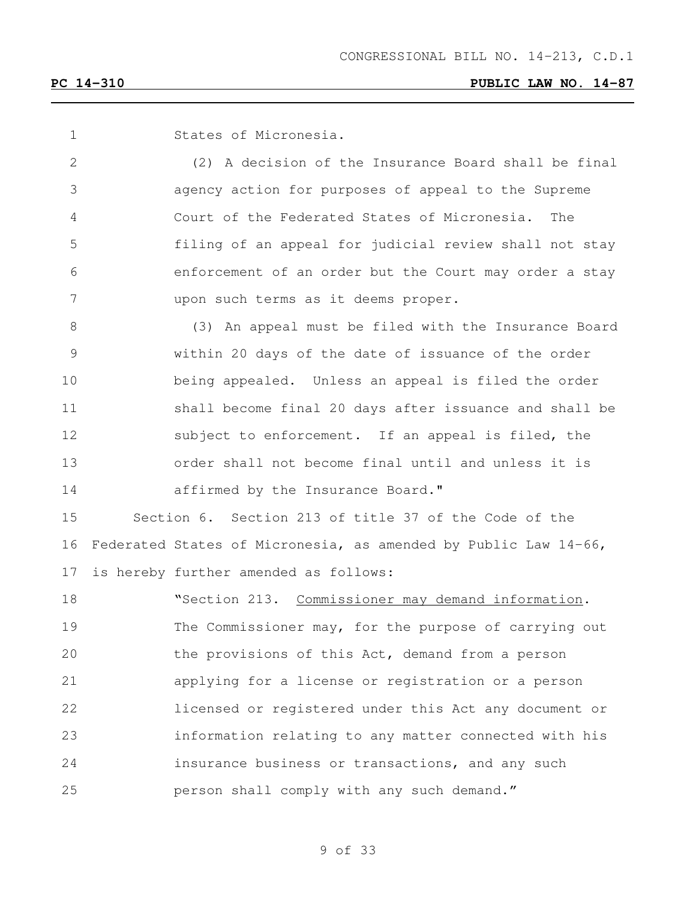States of Micronesia.

(2) A decision of the Insurance Board shall be final agency action for purposes of appeal to the Supreme Court of the Federated States of Micronesia. The filing of an appeal for judicial review shall not stay enforcement of an order but the Court may order a stay upon such terms as it deems proper.

(3) An appeal must be filed with the Insurance Board within 20 days of the date of issuance of the order being appealed. Unless an appeal is filed the order shall become final 20 days after issuance and shall be subject to enforcement. If an appeal is filed, the order shall not become final until and unless it is affirmed by the Insurance Board."

Section 6. Section 213 of title 37 of the Code of the Federated States of Micronesia, as amended by Public Law 14-66, is hereby further amended as follows:

"Section 213. Commissioner may demand information. The Commissioner may, for the purpose of carrying out the provisions of this Act, demand from a person applying for a license or registration or a person licensed or registered under this Act any document or information relating to any matter connected with his insurance business or transactions, and any such person shall comply with any such demand."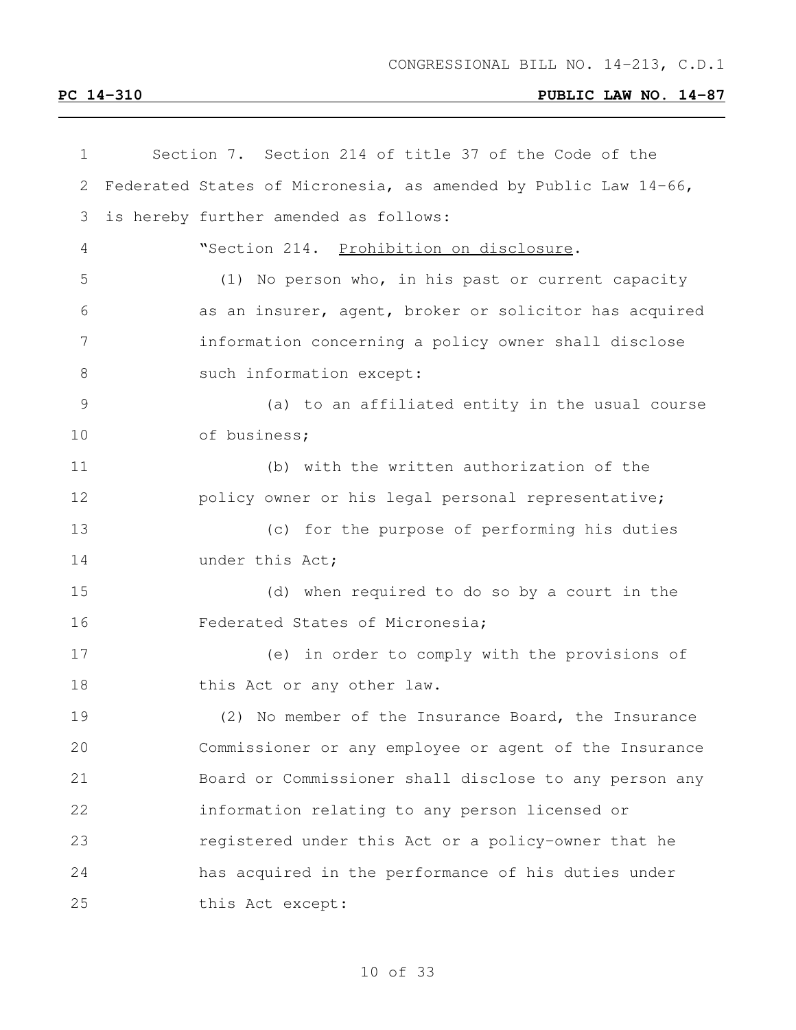Section 7. Section 214 of title 37 of the Code of the Federated States of Micronesia, as amended by Public Law 14-66, is hereby further amended as follows:

"Section 214. Prohibition on disclosure.

(1) No person who, in his past or current capacity as an insurer, agent, broker or solicitor has acquired information concerning a policy owner shall disclose such information except:

(a) to an affiliated entity in the usual course of business;

(b) with the written authorization of the policy owner or his legal personal representative;

(c) for the purpose of performing his duties under this Act;

(d) when required to do so by a court in the Federated States of Micronesia;

(e) in order to comply with the provisions of this Act or any other law.

(2) No member of the Insurance Board, the Insurance Commissioner or any employee or agent of the Insurance Board or Commissioner shall disclose to any person any information relating to any person licensed or registered under this Act or a policy-owner that he has acquired in the performance of his duties under this Act except: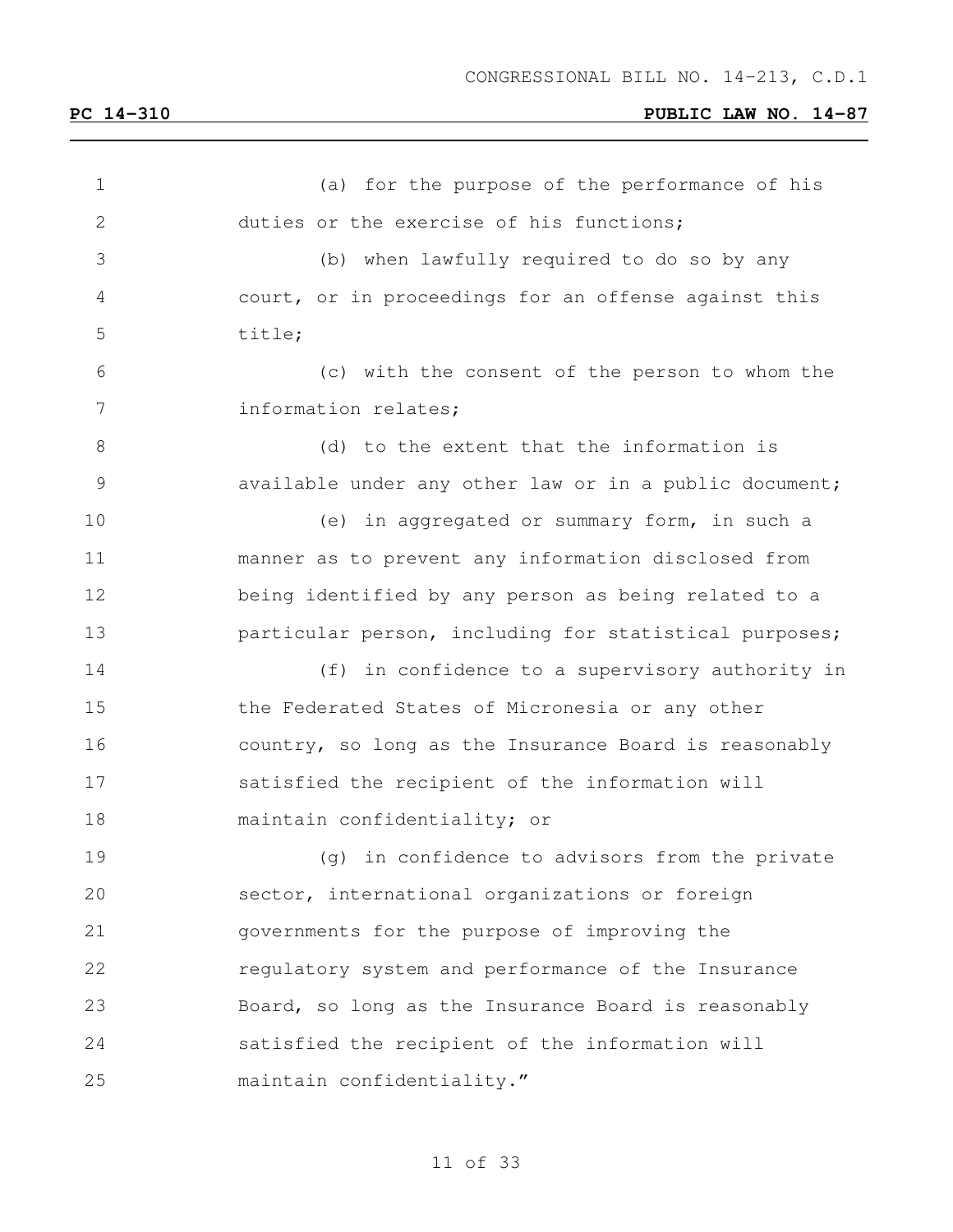(a) for the purpose of the performance of his duties or the exercise of his functions;

(b) when lawfully required to do so by any court, or in proceedings for an offense against this title;

(c) with the consent of the person to whom the information relates;

(d) to the extent that the information is available under any other law or in a public document;

(e) in aggregated or summary form, in such a manner as to prevent any information disclosed from being identified by any person as being related to a particular person, including for statistical purposes;

(f) in confidence to a supervisory authority in the Federated States of Micronesia or any other country, so long as the Insurance Board is reasonably satisfied the recipient of the information will maintain confidentiality; or

(g) in confidence to advisors from the private sector, international organizations or foreign governments for the purpose of improving the regulatory system and performance of the Insurance Board, so long as the Insurance Board is reasonably satisfied the recipient of the information will maintain confidentiality."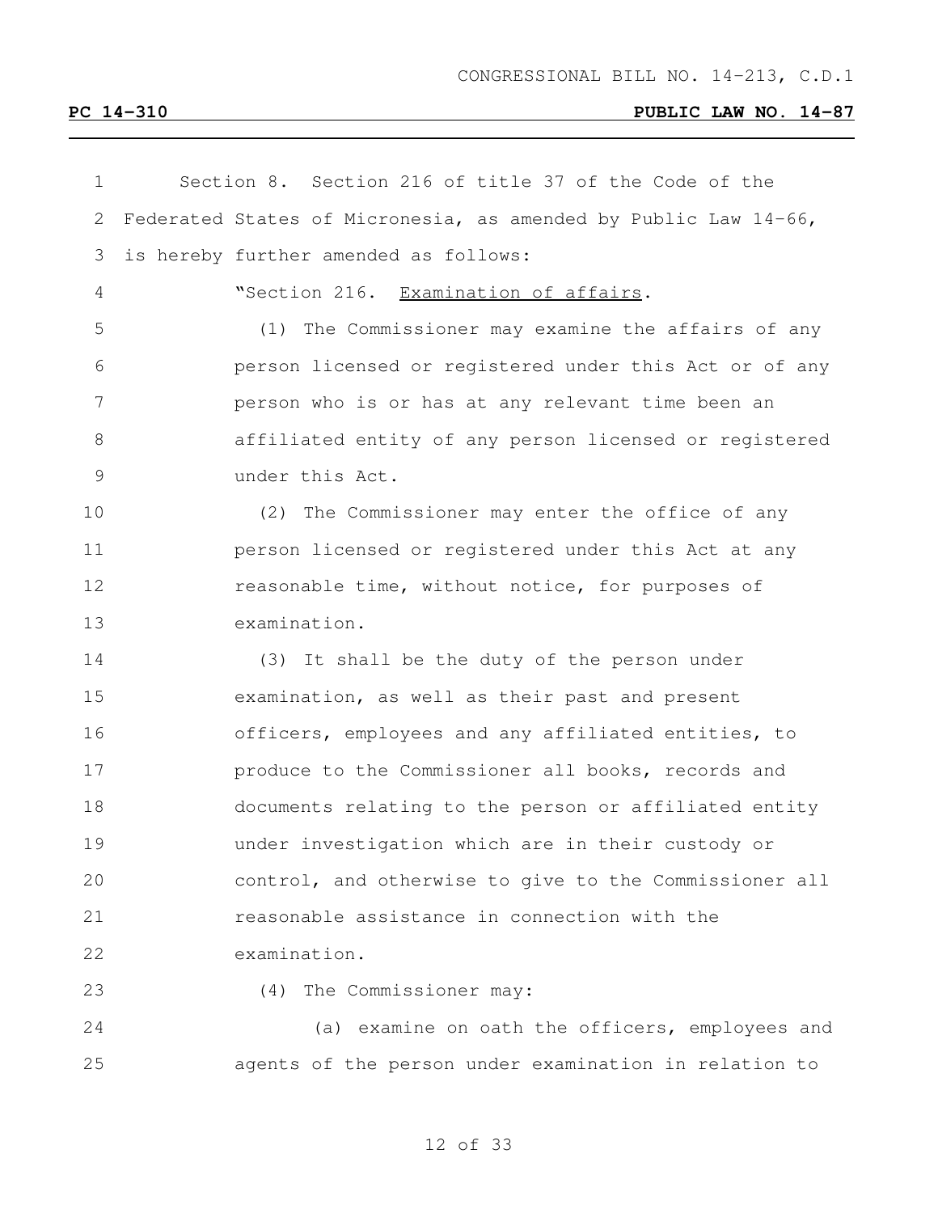CONGRESSIONAL BILL NO. 14-213, C.D.1

**PC 14-310** **PUBLIC LAW NO. 14-87**

Section 8. Section 216 of title 37 of the Code of the Federated States of Micronesia, as amended by Public Law 14-66, is hereby further amended as follows:

"Section 216. Examination of affairs.

(1) The Commissioner may examine the affairs of any person licensed or registered under this Act or of any person who is or has at any relevant time been an affiliated entity of any person licensed or registered under this Act.

(2) The Commissioner may enter the office of any person licensed or registered under this Act at any reasonable time, without notice, for purposes of examination.

(3) It shall be the duty of the person under examination, as well as their past and present officers, employees and any affiliated entities, to produce to the Commissioner all books, records and documents relating to the person or affiliated entity under investigation which are in their custody or control, and otherwise to give to the Commissioner all reasonable assistance in connection with the examination.

(4) The Commissioner may:

(a) examine on oath the officers, employees and agents of the person under examination in relation to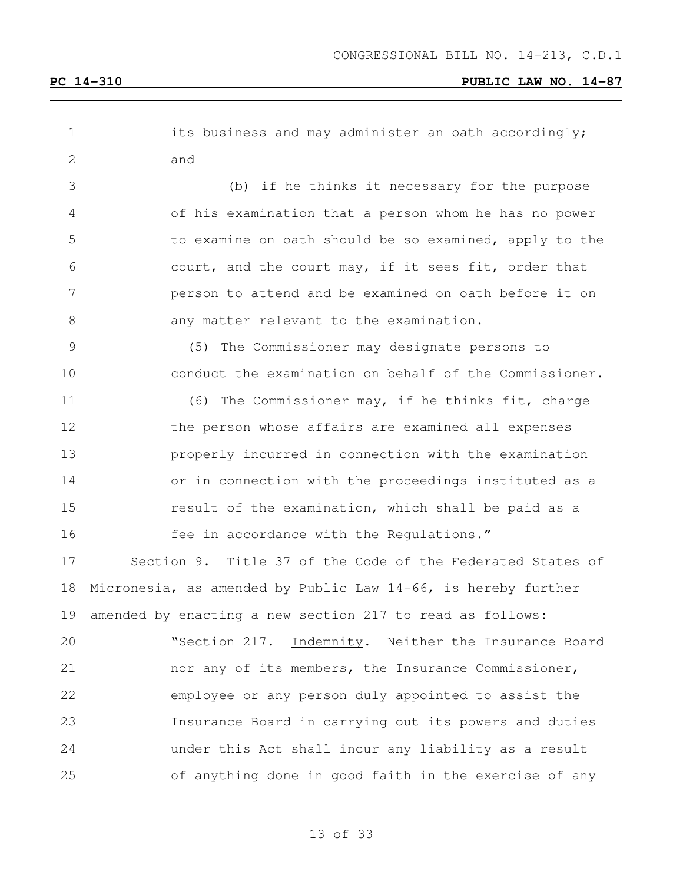its business and may administer an oath accordingly; and

(b) if he thinks it necessary for the purpose of his examination that a person whom he has no power to examine on oath should be so examined, apply to the court, and the court may, if it sees fit, order that person to attend and be examined on oath before it on any matter relevant to the examination.

(5) The Commissioner may designate persons to conduct the examination on behalf of the Commissioner.

(6) The Commissioner may, if he thinks fit, charge the person whose affairs are examined all expenses properly incurred in connection with the examination or in connection with the proceedings instituted as a result of the examination, which shall be paid as a fee in accordance with the Regulations."

Section 9. Title 37 of the Code of the Federated States of Micronesia, as amended by Public Law 14-66, is hereby further amended by enacting a new section 217 to read as follows:

"Section 217. Indemnity. Neither the Insurance Board nor any of its members, the Insurance Commissioner, employee or any person duly appointed to assist the Insurance Board in carrying out its powers and duties under this Act shall incur any liability as a result of anything done in good faith in the exercise of any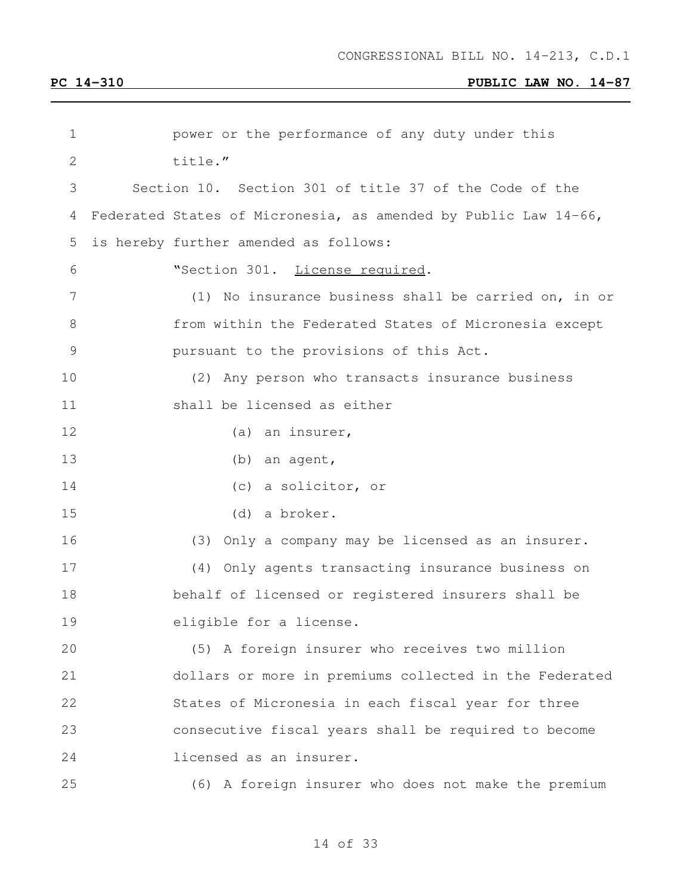power or the performance of any duty under this title."

Section 10. Section 301 of title 37 of the Code of the Federated States of Micronesia, as amended by Public Law 14-66, is hereby further amended as follows:

"Section 301. License required.

(1) No insurance business shall be carried on, in or from within the Federated States of Micronesia except pursuant to the provisions of this Act.

(2) Any person who transacts insurance business shall be licensed as either

(a) an insurer,

(b) an agent,

(c) a solicitor, or

(d) a broker.

(3) Only a company may be licensed as an insurer.

(4) Only agents transacting insurance business on behalf of licensed or registered insurers shall be eligible for a license.

(5) A foreign insurer who receives two million dollars or more in premiums collected in the Federated States of Micronesia in each fiscal year for three consecutive fiscal years shall be required to become licensed as an insurer.

(6) A foreign insurer who does not make the premium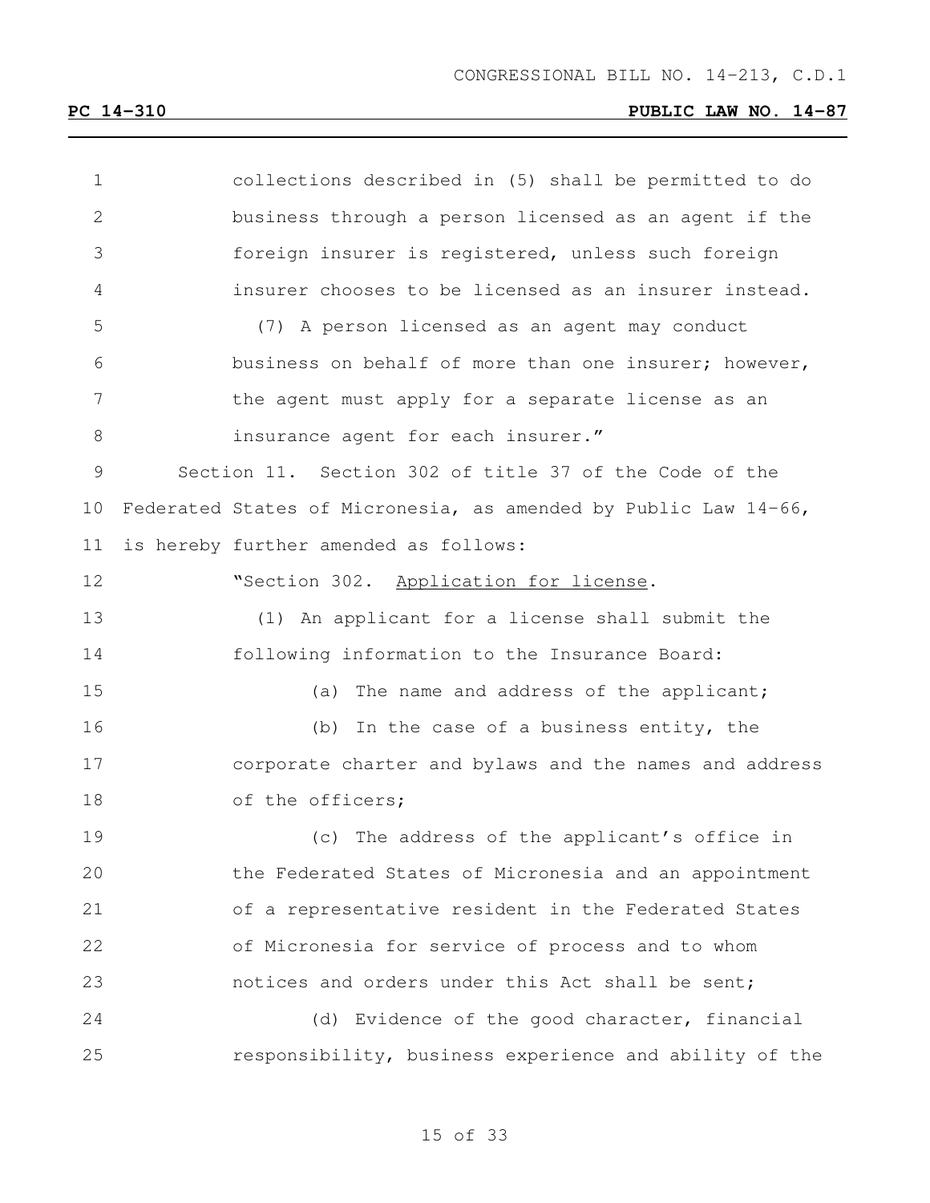collections described in (5) shall be permitted to do business through a person licensed as an agent if the foreign insurer is registered, unless such foreign insurer chooses to be licensed as an insurer instead.

(7) A person licensed as an agent may conduct business on behalf of more than one insurer; however, the agent must apply for a separate license as an insurance agent for each insurer."

Section 11. Section 302 of title 37 of the Code of the Federated States of Micronesia, as amended by Public Law 14-66, is hereby further amended as follows:

"Section 302. Application for license.

(1) An applicant for a license shall submit the following information to the Insurance Board:

(a) The name and address of the applicant;

(b) In the case of a business entity, the corporate charter and bylaws and the names and address of the officers;

(c) The address of the applicant's office in the Federated States of Micronesia and an appointment of a representative resident in the Federated States of Micronesia for service of process and to whom notices and orders under this Act shall be sent;

(d) Evidence of the good character, financial responsibility, business experience and ability of the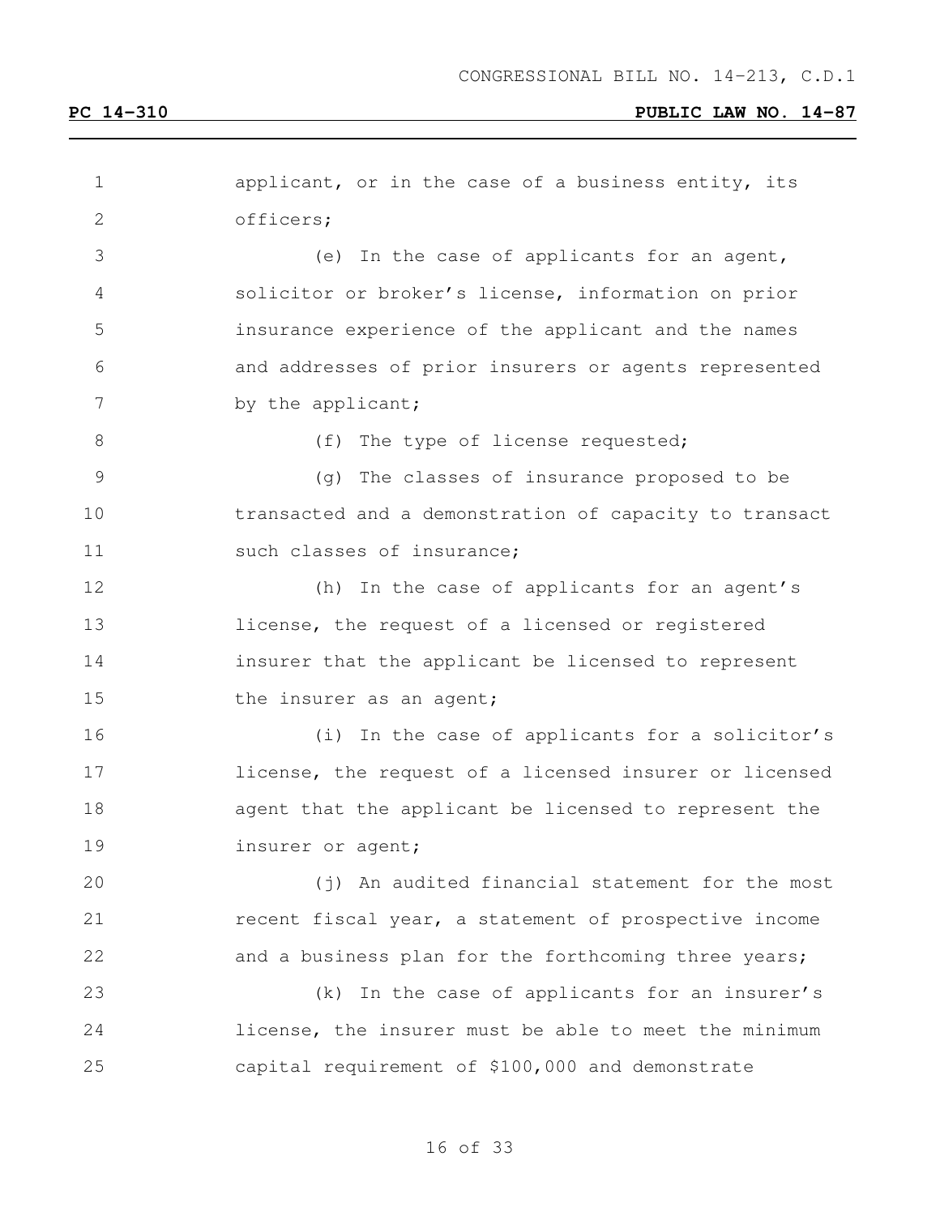applicant, or in the case of a business entity, its officers;

(e) In the case of applicants for an agent, solicitor or broker's license, information on prior insurance experience of the applicant and the names and addresses of prior insurers or agents represented by the applicant;

(f) The type of license requested;

(g) The classes of insurance proposed to be transacted and a demonstration of capacity to transact such classes of insurance;

(h) In the case of applicants for an agent's license, the request of a licensed or registered insurer that the applicant be licensed to represent the insurer as an agent;

(i) In the case of applicants for a solicitor's license, the request of a licensed insurer or licensed agent that the applicant be licensed to represent the insurer or agent;

(j) An audited financial statement for the most recent fiscal year, a statement of prospective income and a business plan for the forthcoming three years;

(k) In the case of applicants for an insurer's license, the insurer must be able to meet the minimum capital requirement of $100,000 and demonstrate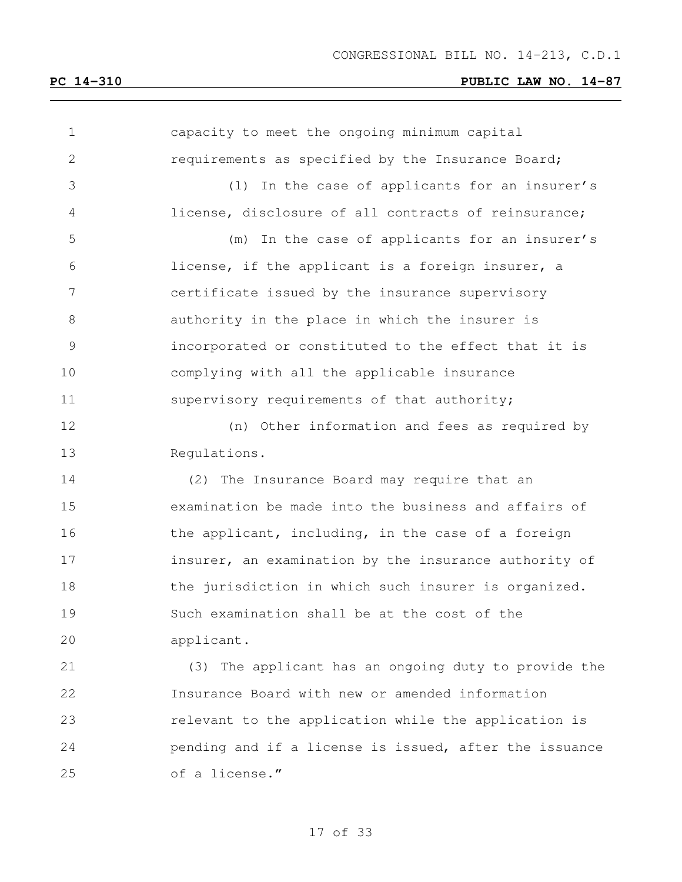capacity to meet the ongoing minimum capital requirements as specified by the Insurance Board;

(l) In the case of applicants for an insurer's license, disclosure of all contracts of reinsurance;

(m) In the case of applicants for an insurer's license, if the applicant is a foreign insurer, a certificate issued by the insurance supervisory authority in the place in which the insurer is incorporated or constituted to the effect that it is complying with all the applicable insurance supervisory requirements of that authority;

(n) Other information and fees as required by Regulations.

(2) The Insurance Board may require that an examination be made into the business and affairs of the applicant, including, in the case of a foreign insurer, an examination by the insurance authority of the jurisdiction in which such insurer is organized. Such examination shall be at the cost of the applicant.

(3) The applicant has an ongoing duty to provide the Insurance Board with new or amended information relevant to the application while the application is pending and if a license is issued, after the issuance of a license."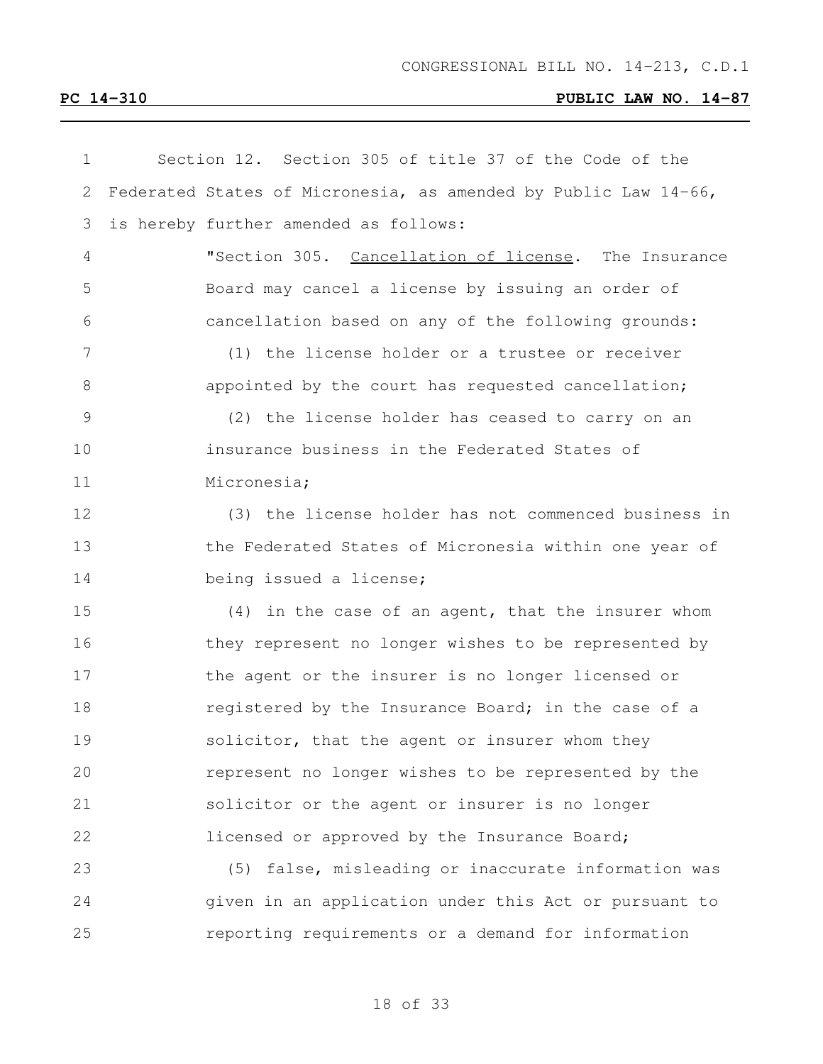Section 12. Section 305 of title 37 of the Code of the Federated States of Micronesia, as amended by Public Law 14-66, is hereby further amended as follows:

> "Section 305. Cancellation of license. The Insurance Board may cancel a license by issuing an order of cancellation based on any of the following grounds:
>
> (1) the license holder or a trustee or receiver appointed by the court has requested cancellation;
>
> (2) the license holder has ceased to carry on an insurance business in the Federated States of Micronesia;
>
> (3) the license holder has not commenced business in the Federated States of Micronesia within one year of being issued a license;
>
> (4) in the case of an agent, that the insurer whom they represent no longer wishes to be represented by the agent or the insurer is no longer licensed or registered by the Insurance Board; in the case of a solicitor, that the agent or insurer whom they represent no longer wishes to be represented by the solicitor or the agent or insurer is no longer licensed or approved by the Insurance Board;
>
> (5) false, misleading or inaccurate information was given in an application under this Act or pursuant to reporting requirements or a demand for information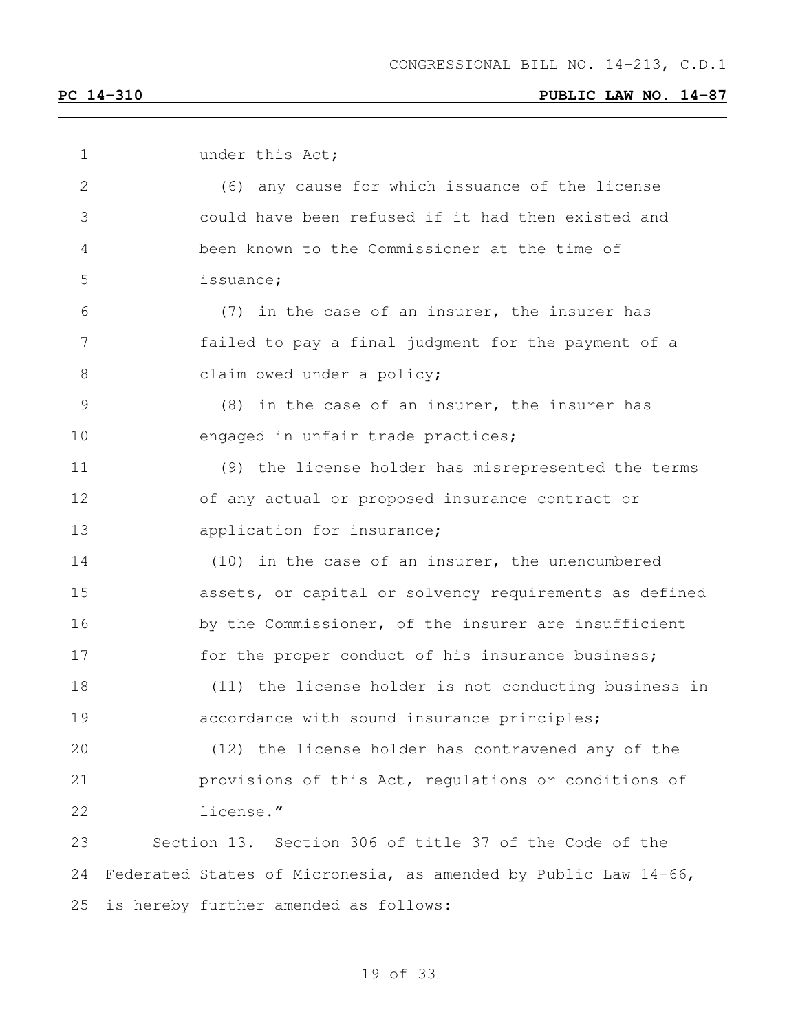under this Act;

(6) any cause for which issuance of the license could have been refused if it had then existed and been known to the Commissioner at the time of issuance;

(7) in the case of an insurer, the insurer has failed to pay a final judgment for the payment of a claim owed under a policy;

(8) in the case of an insurer, the insurer has engaged in unfair trade practices;

(9) the license holder has misrepresented the terms of any actual or proposed insurance contract or application for insurance;

(10) in the case of an insurer, the unencumbered assets, or capital or solvency requirements as defined by the Commissioner, of the insurer are insufficient for the proper conduct of his insurance business;

(11) the license holder is not conducting business in accordance with sound insurance principles;

(12) the license holder has contravened any of the provisions of this Act, regulations or conditions of license."

Section 13. Section 306 of title 37 of the Code of the Federated States of Micronesia, as amended by Public Law 14-66, is hereby further amended as follows: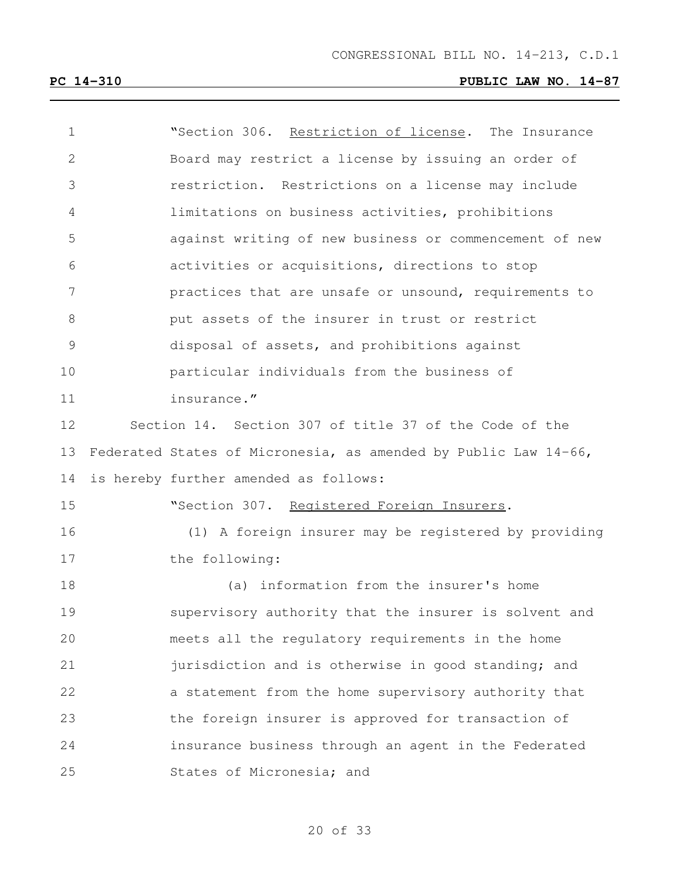"Section 306. Restriction of license. The Insurance Board may restrict a license by issuing an order of restriction. Restrictions on a license may include limitations on business activities, prohibitions against writing of new business or commencement of new activities or acquisitions, directions to stop practices that are unsafe or unsound, requirements to put assets of the insurer in trust or restrict disposal of assets, and prohibitions against particular individuals from the business of insurance."

Section 14. Section 307 of title 37 of the Code of the Federated States of Micronesia, as amended by Public Law 14-66, is hereby further amended as follows:

"Section 307. Registered Foreign Insurers.

(1) A foreign insurer may be registered by providing the following:

(a) information from the insurer's home supervisory authority that the insurer is solvent and meets all the regulatory requirements in the home jurisdiction and is otherwise in good standing; and a statement from the home supervisory authority that the foreign insurer is approved for transaction of insurance business through an agent in the Federated States of Micronesia; and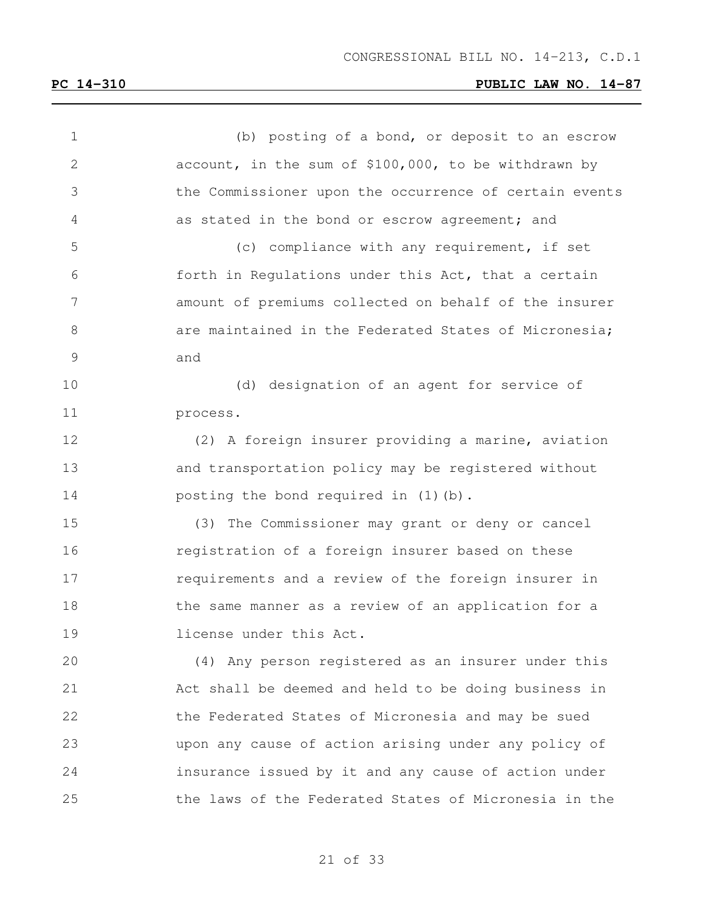(b) posting of a bond, or deposit to an escrow account, in the sum of $100,000, to be withdrawn by the Commissioner upon the occurrence of certain events as stated in the bond or escrow agreement; and

(c) compliance with any requirement, if set forth in Regulations under this Act, that a certain amount of premiums collected on behalf of the insurer are maintained in the Federated States of Micronesia; and

(d) designation of an agent for service of process.

(2) A foreign insurer providing a marine, aviation and transportation policy may be registered without posting the bond required in (1)(b).

(3) The Commissioner may grant or deny or cancel registration of a foreign insurer based on these requirements and a review of the foreign insurer in the same manner as a review of an application for a license under this Act.

(4) Any person registered as an insurer under this Act shall be deemed and held to be doing business in the Federated States of Micronesia and may be sued upon any cause of action arising under any policy of insurance issued by it and any cause of action under the laws of the Federated States of Micronesia in the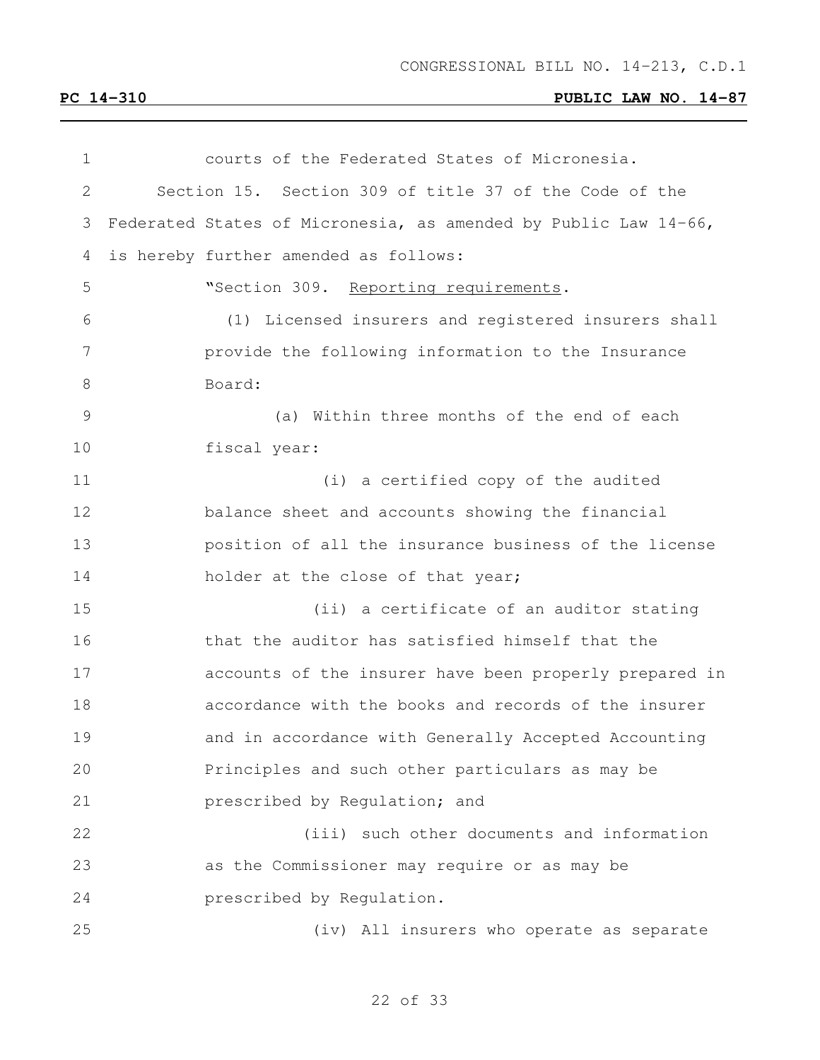courts of the Federated States of Micronesia.

Section 15. Section 309 of title 37 of the Code of the Federated States of Micronesia, as amended by Public Law 14-66, is hereby further amended as follows:

"Section 309. Reporting requirements.

(1) Licensed insurers and registered insurers shall provide the following information to the Insurance Board:

(a) Within three months of the end of each fiscal year:

(i) a certified copy of the audited balance sheet and accounts showing the financial position of all the insurance business of the license holder at the close of that year;

(ii) a certificate of an auditor stating that the auditor has satisfied himself that the accounts of the insurer have been properly prepared in accordance with the books and records of the insurer and in accordance with Generally Accepted Accounting Principles and such other particulars as may be prescribed by Regulation; and

(iii) such other documents and information as the Commissioner may require or as may be prescribed by Regulation.

(iv) All insurers who operate as separate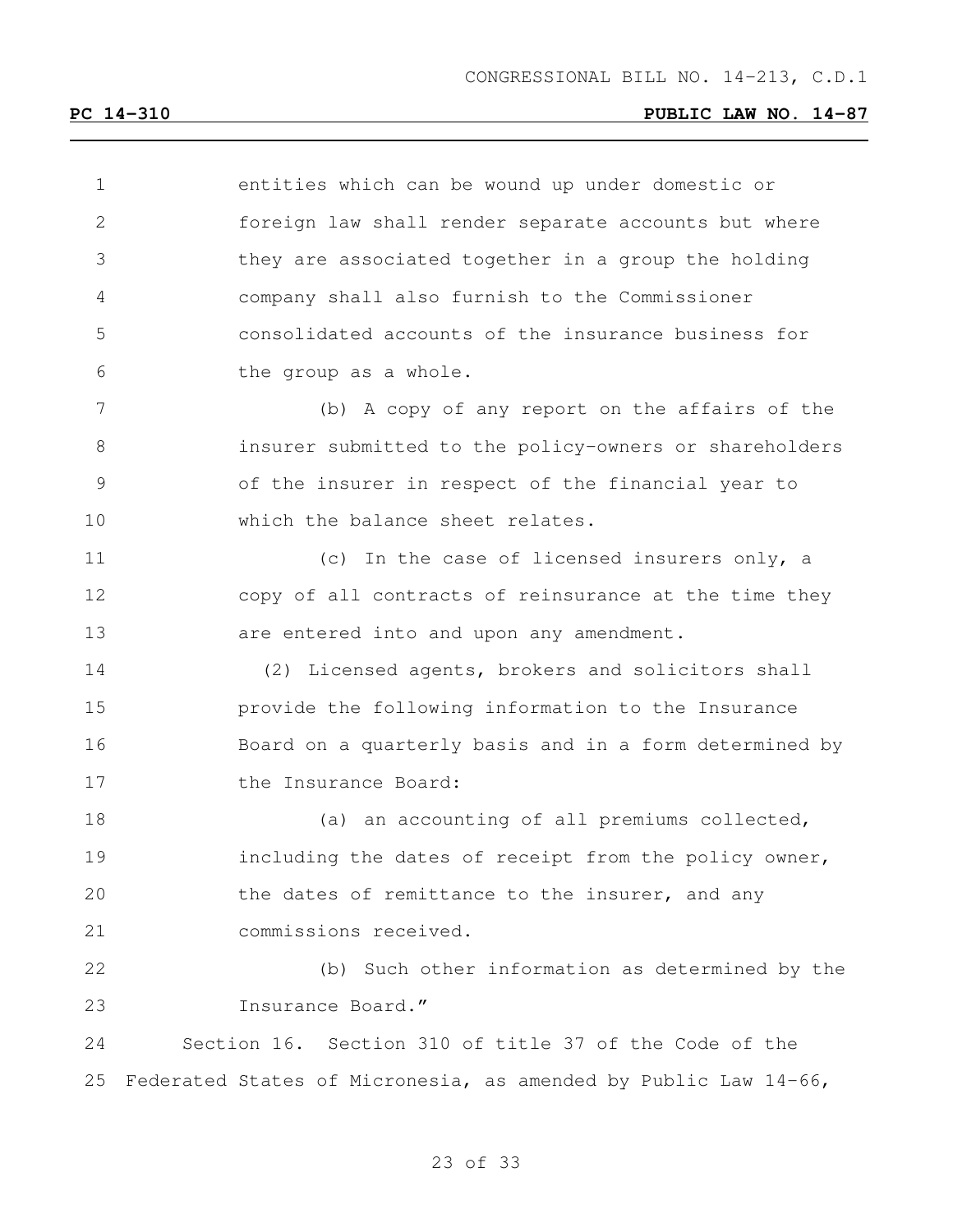entities which can be wound up under domestic or foreign law shall render separate accounts but where they are associated together in a group the holding company shall also furnish to the Commissioner consolidated accounts of the insurance business for the group as a whole.

(b) A copy of any report on the affairs of the insurer submitted to the policy-owners or shareholders of the insurer in respect of the financial year to which the balance sheet relates.

(c) In the case of licensed insurers only, a copy of all contracts of reinsurance at the time they are entered into and upon any amendment.

(2) Licensed agents, brokers and solicitors shall provide the following information to the Insurance Board on a quarterly basis and in a form determined by the Insurance Board:

(a) an accounting of all premiums collected, including the dates of receipt from the policy owner, the dates of remittance to the insurer, and any commissions received.

(b) Such other information as determined by the Insurance Board."

Section 16. Section 310 of title 37 of the Code of the Federated States of Micronesia, as amended by Public Law 14-66,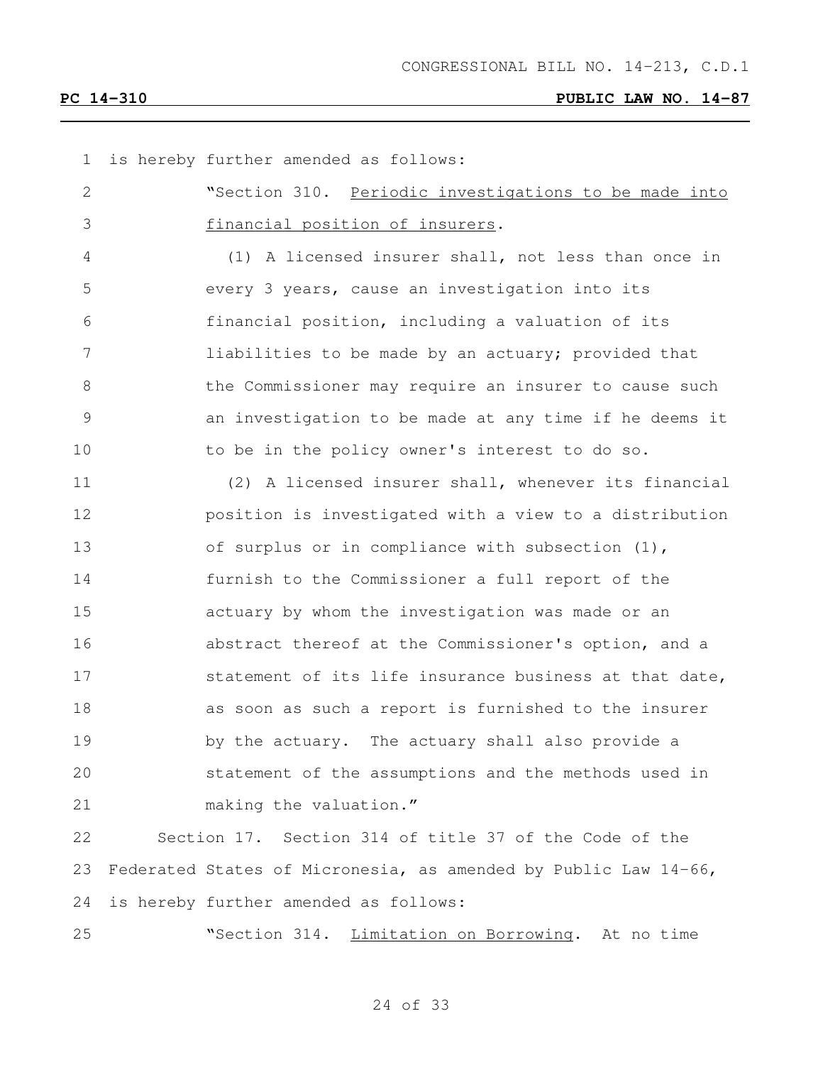is hereby further amended as follows:

"Section 310. Periodic investigations to be made into financial position of insurers.

(1) A licensed insurer shall, not less than once in every 3 years, cause an investigation into its financial position, including a valuation of its liabilities to be made by an actuary; provided that the Commissioner may require an insurer to cause such an investigation to be made at any time if he deems it to be in the policy owner's interest to do so.

(2) A licensed insurer shall, whenever its financial position is investigated with a view to a distribution of surplus or in compliance with subsection (1), furnish to the Commissioner a full report of the actuary by whom the investigation was made or an abstract thereof at the Commissioner's option, and a statement of its life insurance business at that date, as soon as such a report is furnished to the insurer by the actuary. The actuary shall also provide a statement of the assumptions and the methods used in making the valuation."

Section 17. Section 314 of title 37 of the Code of the Federated States of Micronesia, as amended by Public Law 14-66, is hereby further amended as follows:

"Section 314. Limitation on Borrowing. At no time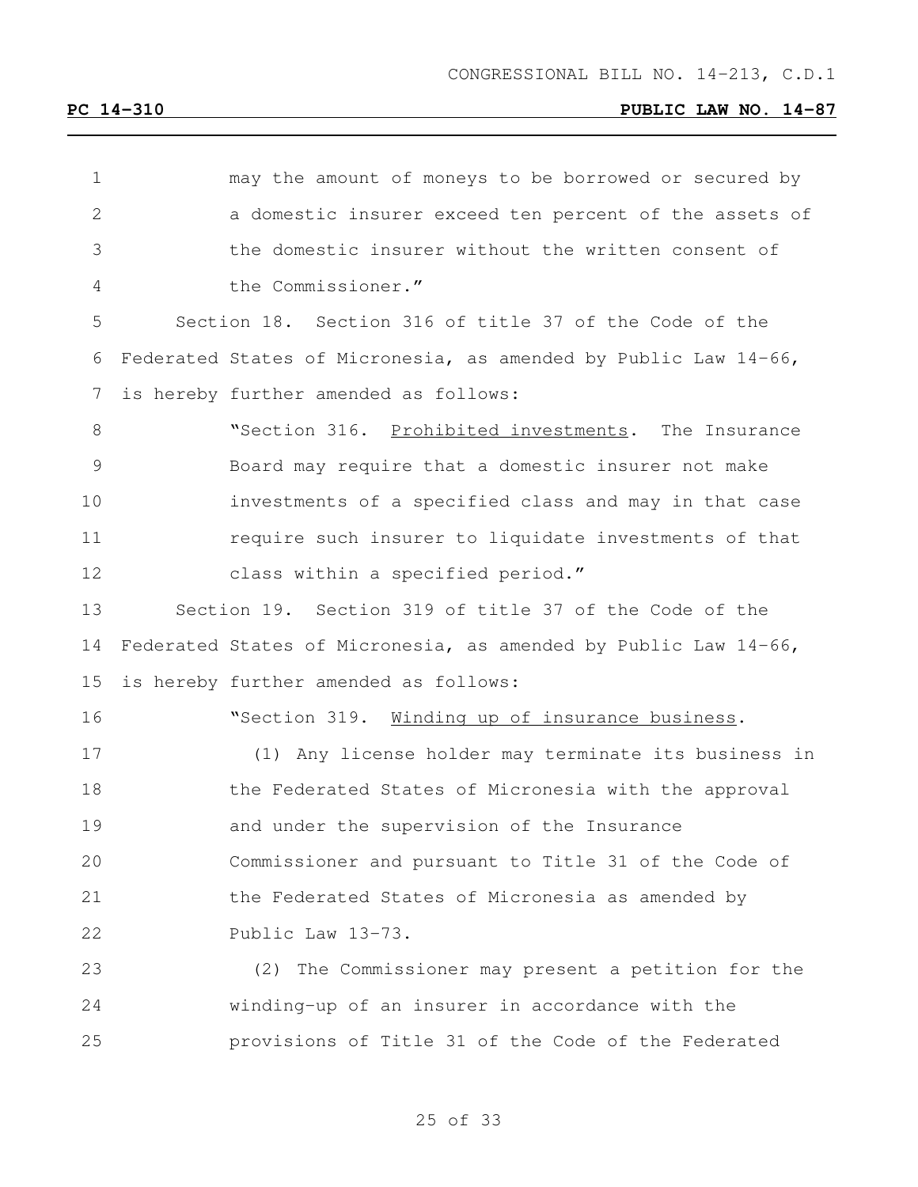may the amount of moneys to be borrowed or secured by a domestic insurer exceed ten percent of the assets of the domestic insurer without the written consent of the Commissioner."

Section 18. Section 316 of title 37 of the Code of the Federated States of Micronesia, as amended by Public Law 14-66, is hereby further amended as follows:

"Section 316. Prohibited investments. The Insurance Board may require that a domestic insurer not make investments of a specified class and may in that case require such insurer to liquidate investments of that class within a specified period."

Section 19. Section 319 of title 37 of the Code of the Federated States of Micronesia, as amended by Public Law 14-66, is hereby further amended as follows:

"Section 319. Winding up of insurance business.

(1) Any license holder may terminate its business in the Federated States of Micronesia with the approval and under the supervision of the Insurance Commissioner and pursuant to Title 31 of the Code of the Federated States of Micronesia as amended by Public Law 13-73.

(2) The Commissioner may present a petition for the winding-up of an insurer in accordance with the provisions of Title 31 of the Code of the Federated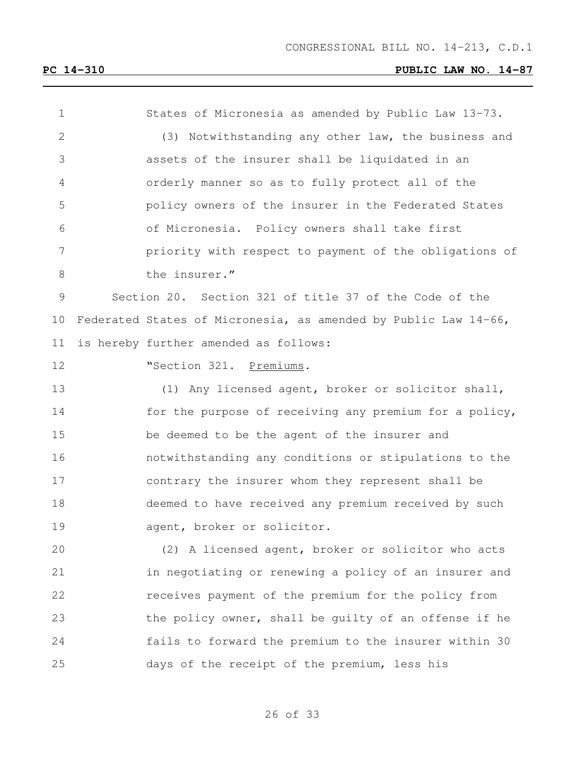States of Micronesia as amended by Public Law 13-73.

(3) Notwithstanding any other law, the business and assets of the insurer shall be liquidated in an orderly manner so as to fully protect all of the policy owners of the insurer in the Federated States of Micronesia. Policy owners shall take first priority with respect to payment of the obligations of the insurer."

Section 20. Section 321 of title 37 of the Code of the Federated States of Micronesia, as amended by Public Law 14-66, is hereby further amended as follows:

"Section 321. Premiums.

(1) Any licensed agent, broker or solicitor shall, for the purpose of receiving any premium for a policy, be deemed to be the agent of the insurer and notwithstanding any conditions or stipulations to the contrary the insurer whom they represent shall be deemed to have received any premium received by such agent, broker or solicitor.

(2) A licensed agent, broker or solicitor who acts in negotiating or renewing a policy of an insurer and receives payment of the premium for the policy from the policy owner, shall be guilty of an offense if he fails to forward the premium to the insurer within 30 days of the receipt of the premium, less his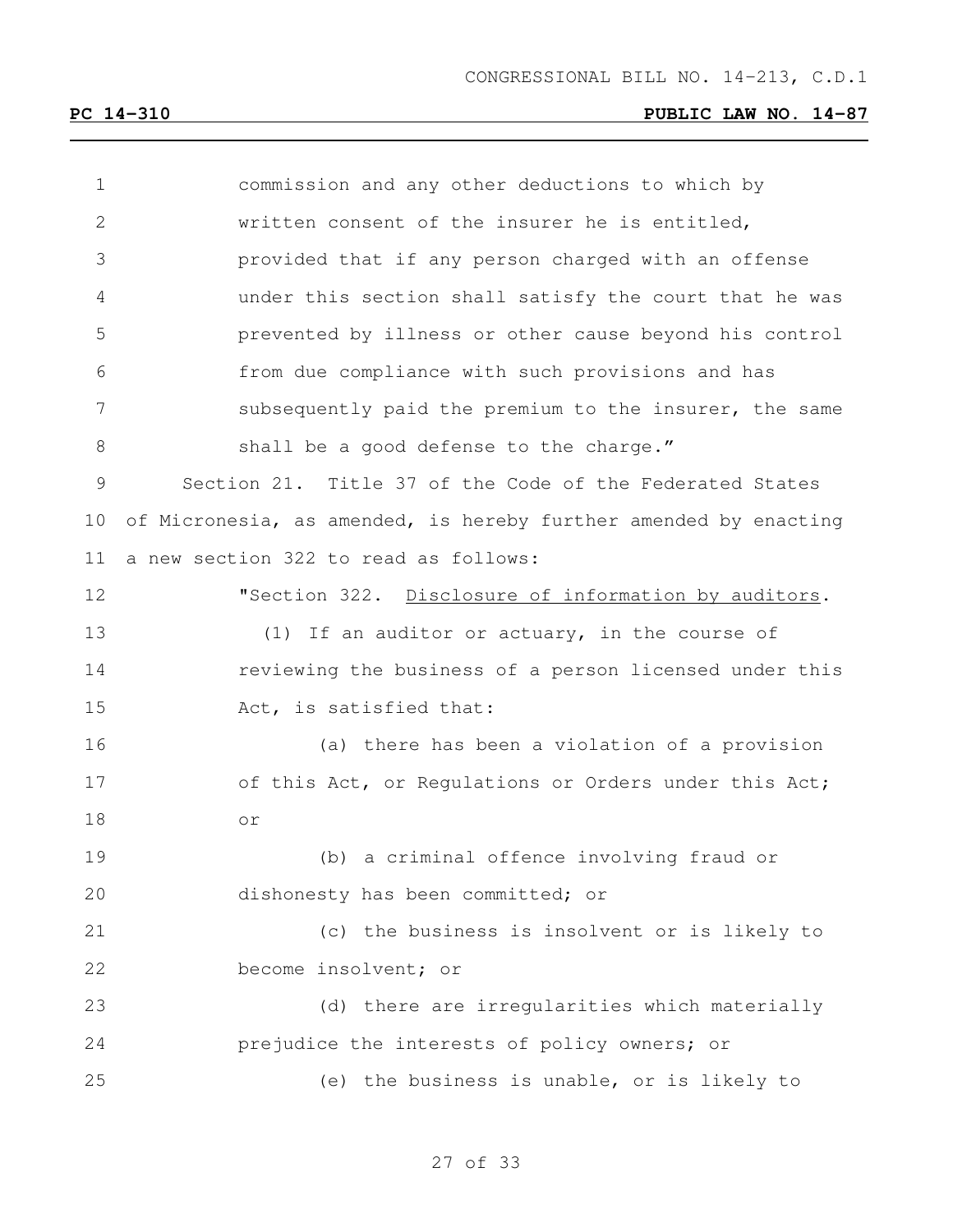commission and any other deductions to which by written consent of the insurer he is entitled, provided that if any person charged with an offense under this section shall satisfy the court that he was prevented by illness or other cause beyond his control from due compliance with such provisions and has subsequently paid the premium to the insurer, the same shall be a good defense to the charge."

Section 21. Title 37 of the Code of the Federated States of Micronesia, as amended, is hereby further amended by enacting a new section 322 to read as follows:

"Section 322. Disclosure of information by auditors.

(1) If an auditor or actuary, in the course of reviewing the business of a person licensed under this Act, is satisfied that:

(a) there has been a violation of a provision of this Act, or Regulations or Orders under this Act; or

(b) a criminal offence involving fraud or dishonesty has been committed; or

(c) the business is insolvent or is likely to become insolvent; or

(d) there are irregularities which materially prejudice the interests of policy owners; or

(e) the business is unable, or is likely to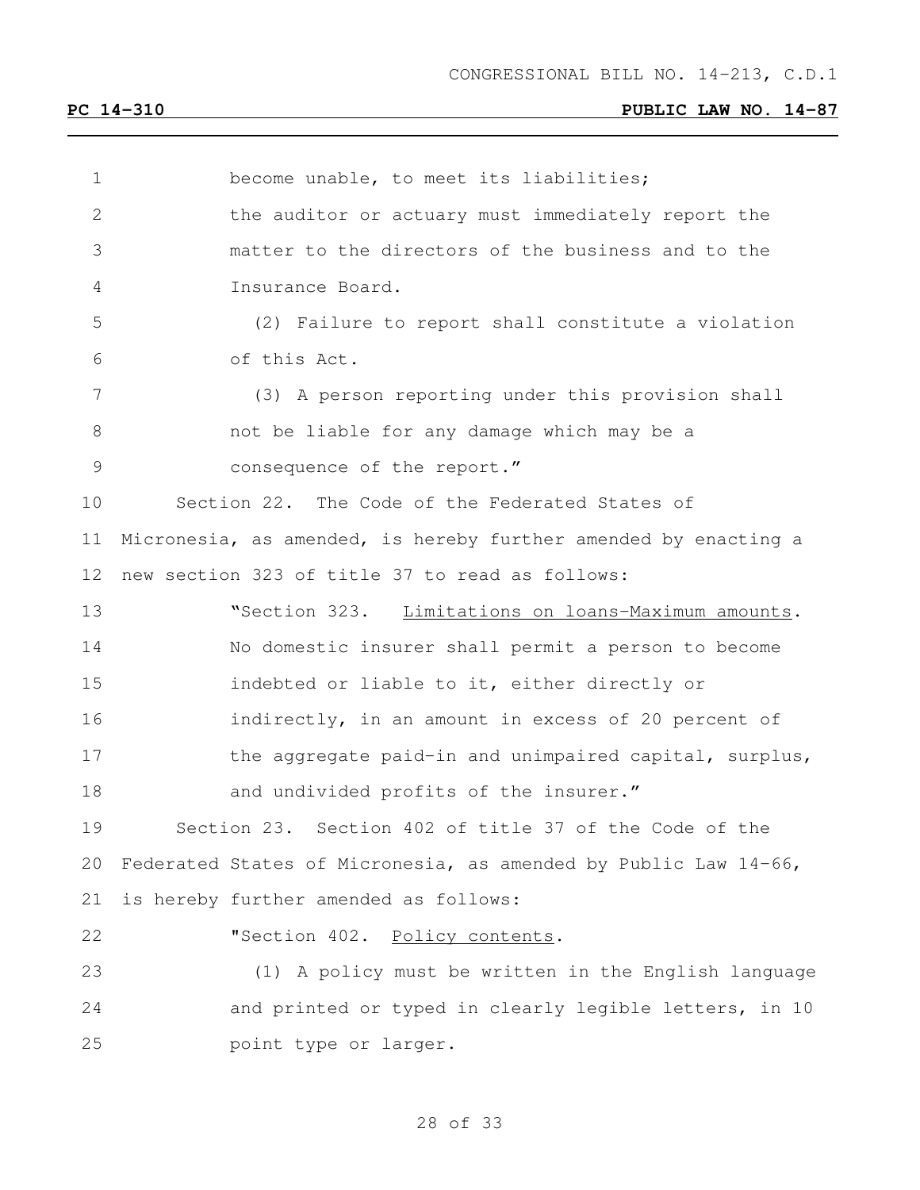become unable, to meet its liabilities;

the auditor or actuary must immediately report the matter to the directors of the business and to the Insurance Board.

(2) Failure to report shall constitute a violation of this Act.

(3) A person reporting under this provision shall not be liable for any damage which may be a consequence of the report."

Section 22. The Code of the Federated States of Micronesia, as amended, is hereby further amended by enacting a new section 323 of title 37 to read as follows:

"Section 323. Limitations on loans-Maximum amounts. No domestic insurer shall permit a person to become indebted or liable to it, either directly or indirectly, in an amount in excess of 20 percent of the aggregate paid-in and unimpaired capital, surplus, and undivided profits of the insurer."

Section 23. Section 402 of title 37 of the Code of the Federated States of Micronesia, as amended by Public Law 14-66, is hereby further amended as follows:

"Section 402. Policy contents.

(1) A policy must be written in the English language and printed or typed in clearly legible letters, in 10 point type or larger.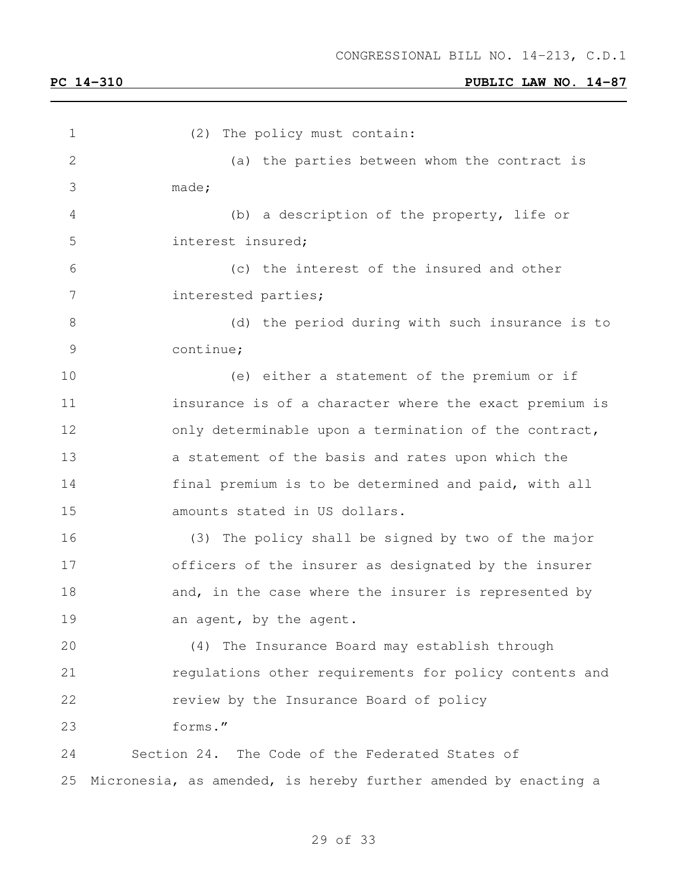(2) The policy must contain:

(a) the parties between whom the contract is made;

(b) a description of the property, life or interest insured;

(c) the interest of the insured and other interested parties;

(d) the period during with such insurance is to continue;

(e) either a statement of the premium or if insurance is of a character where the exact premium is only determinable upon a termination of the contract, a statement of the basis and rates upon which the final premium is to be determined and paid, with all amounts stated in US dollars.

(3) The policy shall be signed by two of the major officers of the insurer as designated by the insurer and, in the case where the insurer is represented by an agent, by the agent.

(4) The Insurance Board may establish through regulations other requirements for policy contents and review by the Insurance Board of policy forms."

Section 24. The Code of the Federated States of Micronesia, as amended, is hereby further amended by enacting a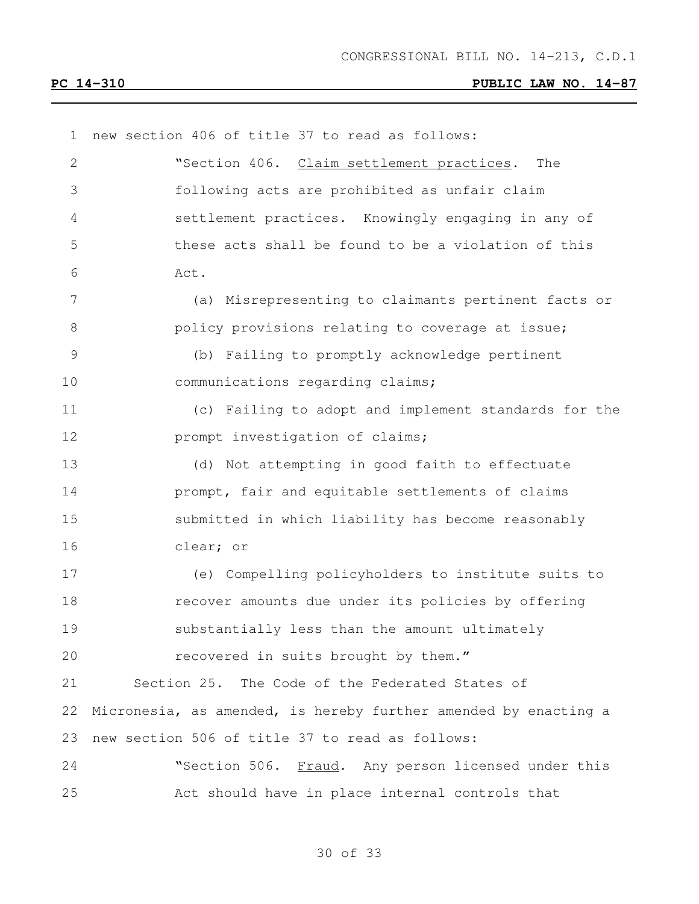new section 406 of title 37 to read as follows:

"Section 406. Claim settlement practices. The following acts are prohibited as unfair claim settlement practices. Knowingly engaging in any of these acts shall be found to be a violation of this Act.

(a) Misrepresenting to claimants pertinent facts or policy provisions relating to coverage at issue;

(b) Failing to promptly acknowledge pertinent communications regarding claims;

(c) Failing to adopt and implement standards for the prompt investigation of claims;

(d) Not attempting in good faith to effectuate prompt, fair and equitable settlements of claims submitted in which liability has become reasonably clear; or

(e) Compelling policyholders to institute suits to recover amounts due under its policies by offering substantially less than the amount ultimately recovered in suits brought by them."

Section 25. The Code of the Federated States of Micronesia, as amended, is hereby further amended by enacting a new section 506 of title 37 to read as follows:

"Section 506. Fraud. Any person licensed under this Act should have in place internal controls that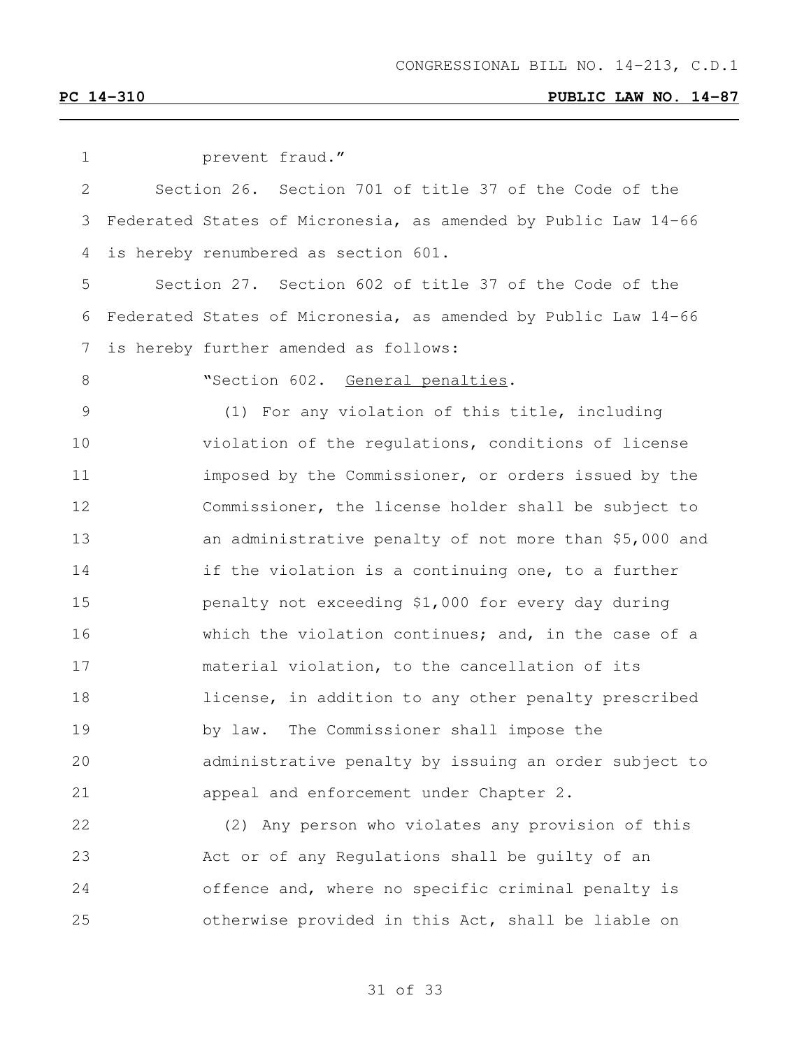prevent fraud."

Section 26. Section 701 of title 37 of the Code of the Federated States of Micronesia, as amended by Public Law 14-66 is hereby renumbered as section 601.

Section 27. Section 602 of title 37 of the Code of the Federated States of Micronesia, as amended by Public Law 14-66 is hereby further amended as follows:

"Section 602. General penalties.

(1) For any violation of this title, including violation of the regulations, conditions of license imposed by the Commissioner, or orders issued by the Commissioner, the license holder shall be subject to an administrative penalty of not more than $5,000 and if the violation is a continuing one, to a further penalty not exceeding $1,000 for every day during which the violation continues; and, in the case of a material violation, to the cancellation of its license, in addition to any other penalty prescribed by law. The Commissioner shall impose the administrative penalty by issuing an order subject to appeal and enforcement under Chapter 2.

(2) Any person who violates any provision of this Act or of any Regulations shall be guilty of an offence and, where no specific criminal penalty is otherwise provided in this Act, shall be liable on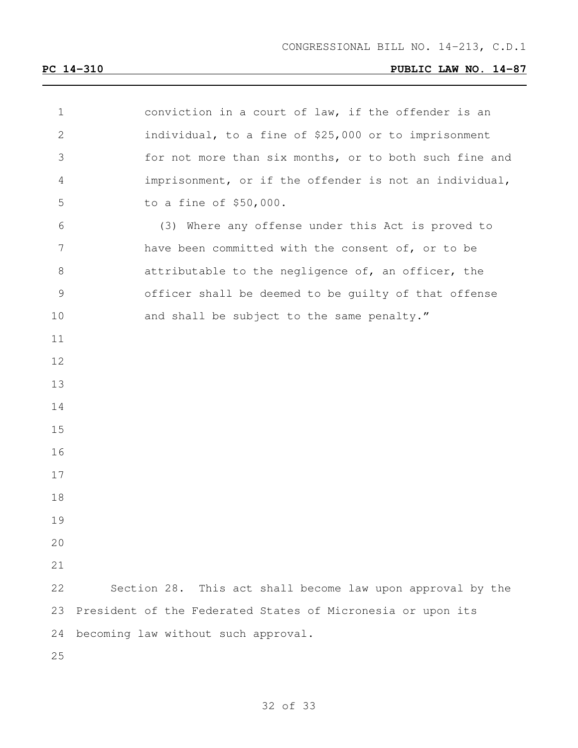conviction in a court of law, if the offender is an individual, to a fine of $25,000 or to imprisonment for not more than six months, or to both such fine and imprisonment, or if the offender is not an individual, to a fine of $50,000.

(3) Where any offense under this Act is proved to have been committed with the consent of, or to be attributable to the negligence of, an officer, the officer shall be deemed to be guilty of that offense and shall be subject to the same penalty."

Section 28. This act shall become law upon approval by the President of the Federated States of Micronesia or upon its becoming law without such approval.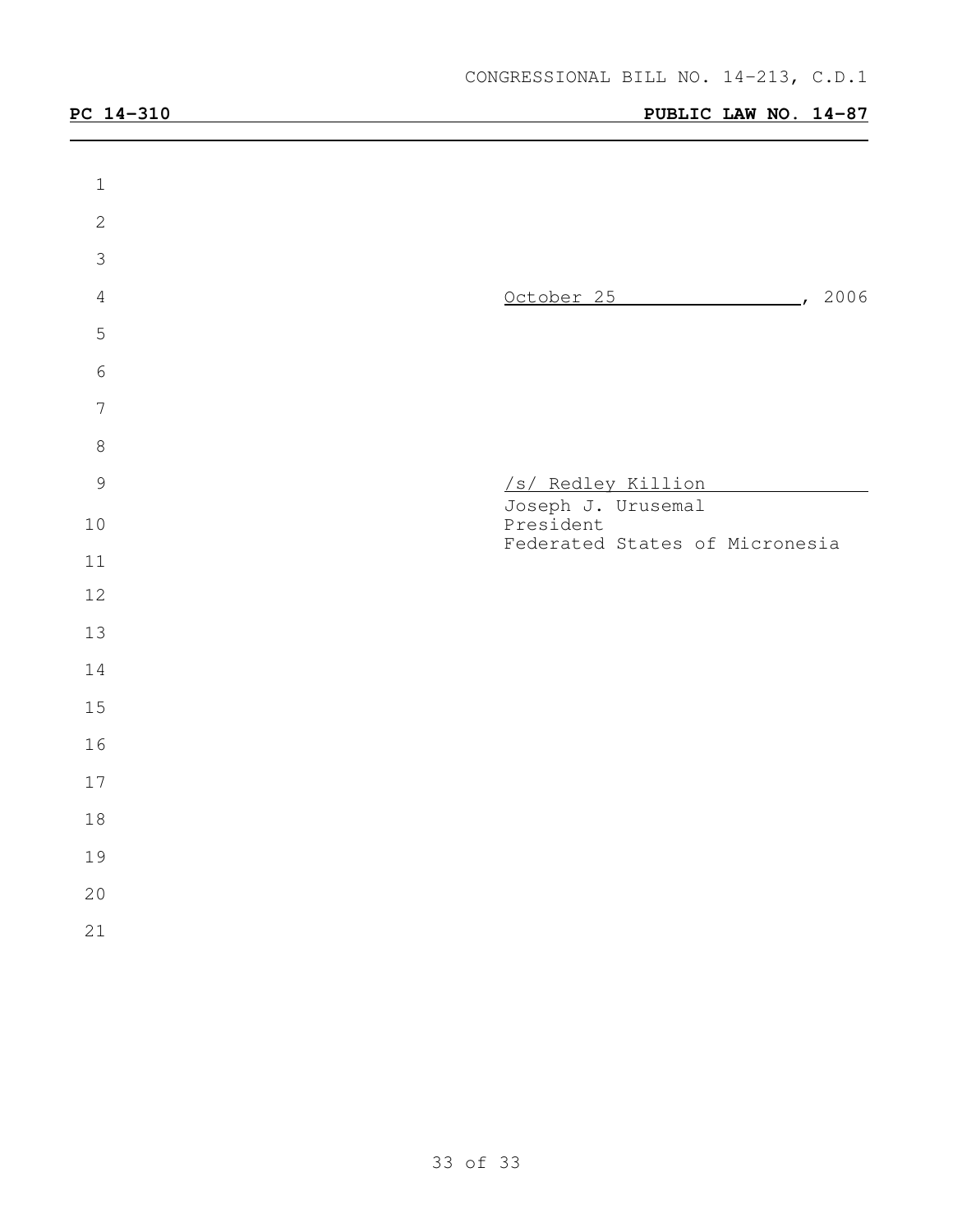October 25, 2006

/s/ Redley Killion
Joseph J. Urusemal
President
Federated States of Micronesia